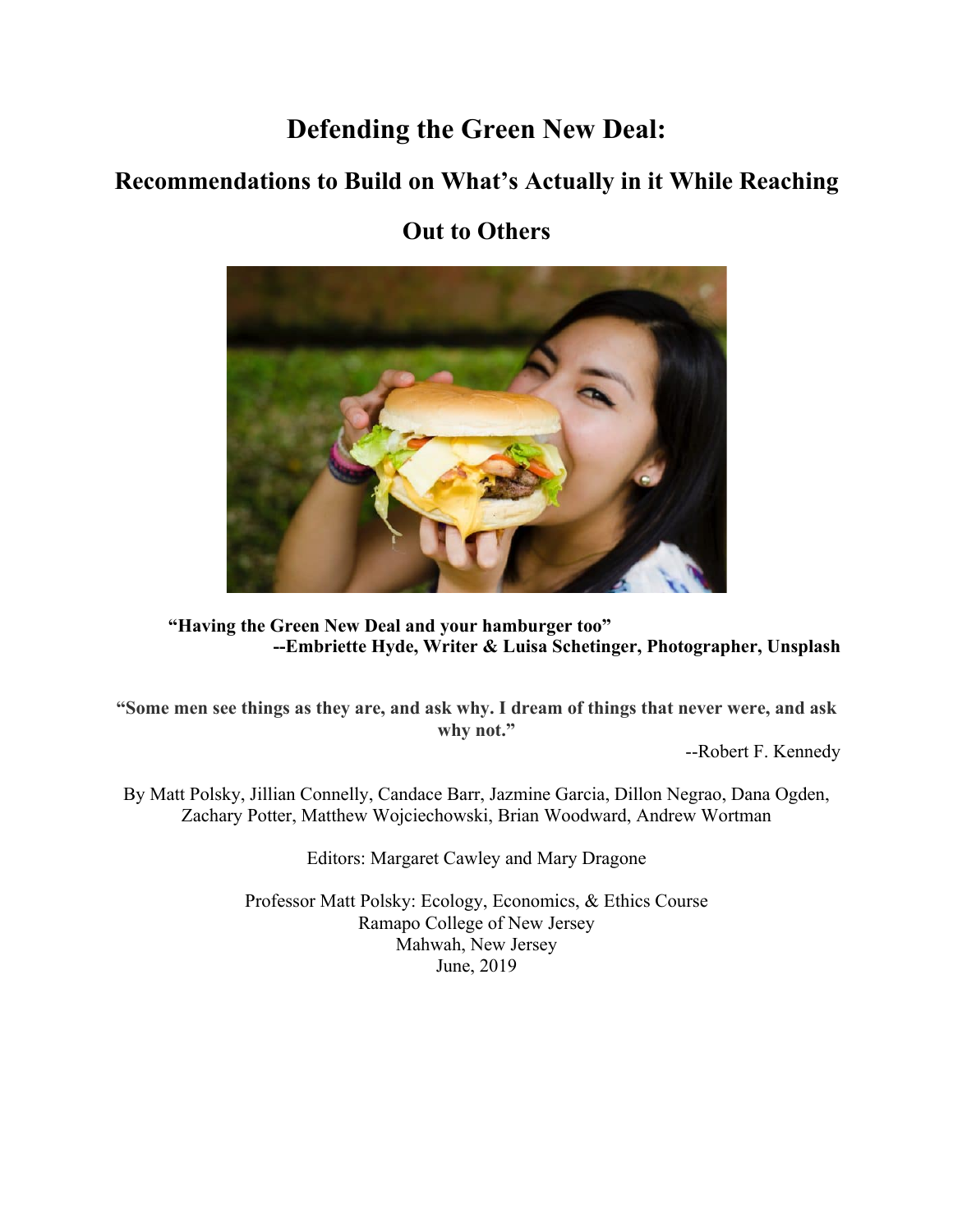# Defending the Green New Deal:

## Recommendations to Build on What's Actually in it While Reaching Out to Others

**"Having the Green New Deal and your hamburger too"**
**--Embriette Hyde, Writer & Luisa Schetinger, Photographer, Unsplash**

**"Some men see things as they are, and ask why. I dream of things that never were, and ask why not."**

--Robert F. Kennedy

By Matt Polsky, Jillian Connelly, Candace Barr, Jazmine Garcia, Dillon Negrao, Dana Ogden, Zachary Potter, Matthew Wojciechowski, Brian Woodward, Andrew Wortman

Editors: Margaret Cawley and Mary Dragone

Professor Matt Polsky: Ecology, Economics, & Ethics Course
Ramapo College of New Jersey
Mahwah, New Jersey
June, 2019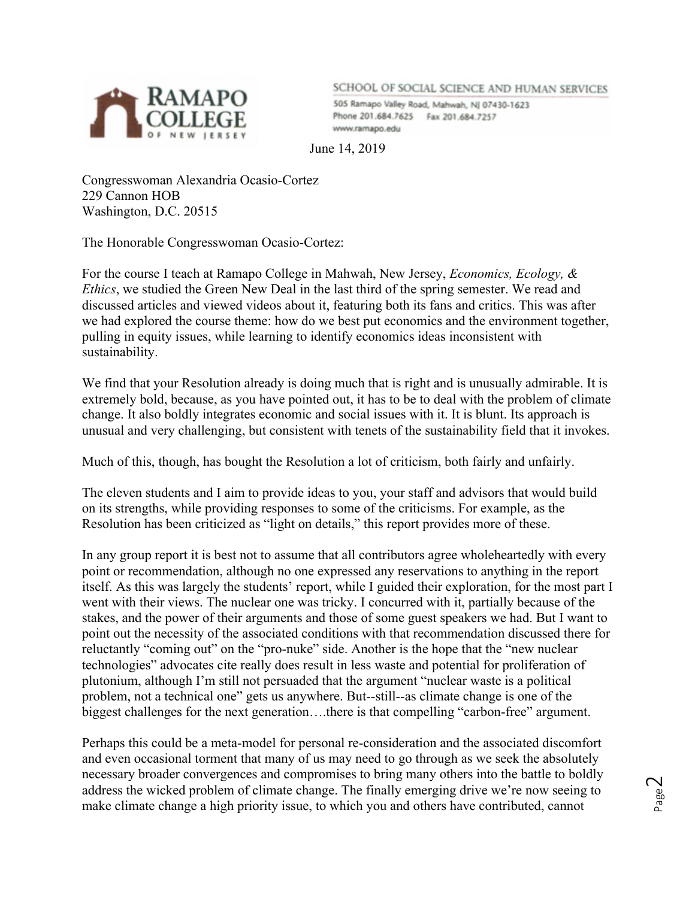**RAMAPO COLLEGE OF NEW JERSEY**

SCHOOL OF SOCIAL SCIENCE AND HUMAN SERVICES
505 Ramapo Valley Road, Mahwah, NJ 07430-1623
Phone 201.684.7625 Fax 201.684.7257
www.ramapo.edu

June 14, 2019

Congresswoman Alexandria Ocasio-Cortez
229 Cannon HOB
Washington, D.C. 20515

The Honorable Congresswoman Ocasio-Cortez:

For the course I teach at Ramapo College in Mahwah, New Jersey, *Economics, Ecology, & Ethics*, we studied the Green New Deal in the last third of the spring semester. We read and discussed articles and viewed videos about it, featuring both its fans and critics. This was after we had explored the course theme: how do we best put economics and the environment together, pulling in equity issues, while learning to identify economics ideas inconsistent with sustainability.

We find that your Resolution already is doing much that is right and is unusually admirable. It is extremely bold, because, as you have pointed out, it has to be to deal with the problem of climate change. It also boldly integrates economic and social issues with it. It is blunt. Its approach is unusual and very challenging, but consistent with tenets of the sustainability field that it invokes.

Much of this, though, has bought the Resolution a lot of criticism, both fairly and unfairly.

The eleven students and I aim to provide ideas to you, your staff and advisors that would build on its strengths, while providing responses to some of the criticisms. For example, as the Resolution has been criticized as "light on details," this report provides more of these.

In any group report it is best not to assume that all contributors agree wholeheartedly with every point or recommendation, although no one expressed any reservations to anything in the report itself. As this was largely the students' report, while I guided their exploration, for the most part I went with their views. The nuclear one was tricky. I concurred with it, partially because of the stakes, and the power of their arguments and those of some guest speakers we had. But I want to point out the necessity of the associated conditions with that recommendation discussed there for reluctantly "coming out" on the "pro-nuke" side. Another is the hope that the "new nuclear technologies" advocates cite really does result in less waste and potential for proliferation of plutonium, although I'm still not persuaded that the argument "nuclear waste is a political problem, not a technical one" gets us anywhere. But--still--as climate change is one of the biggest challenges for the next generation….there is that compelling "carbon-free" argument.

Perhaps this could be a meta-model for personal re-consideration and the associated discomfort and even occasional torment that many of us may need to go through as we seek the absolutely necessary broader convergences and compromises to bring many others into the battle to boldly address the wicked problem of climate change. The finally emerging drive we're now seeing to make climate change a high priority issue, to which you and others have contributed, cannot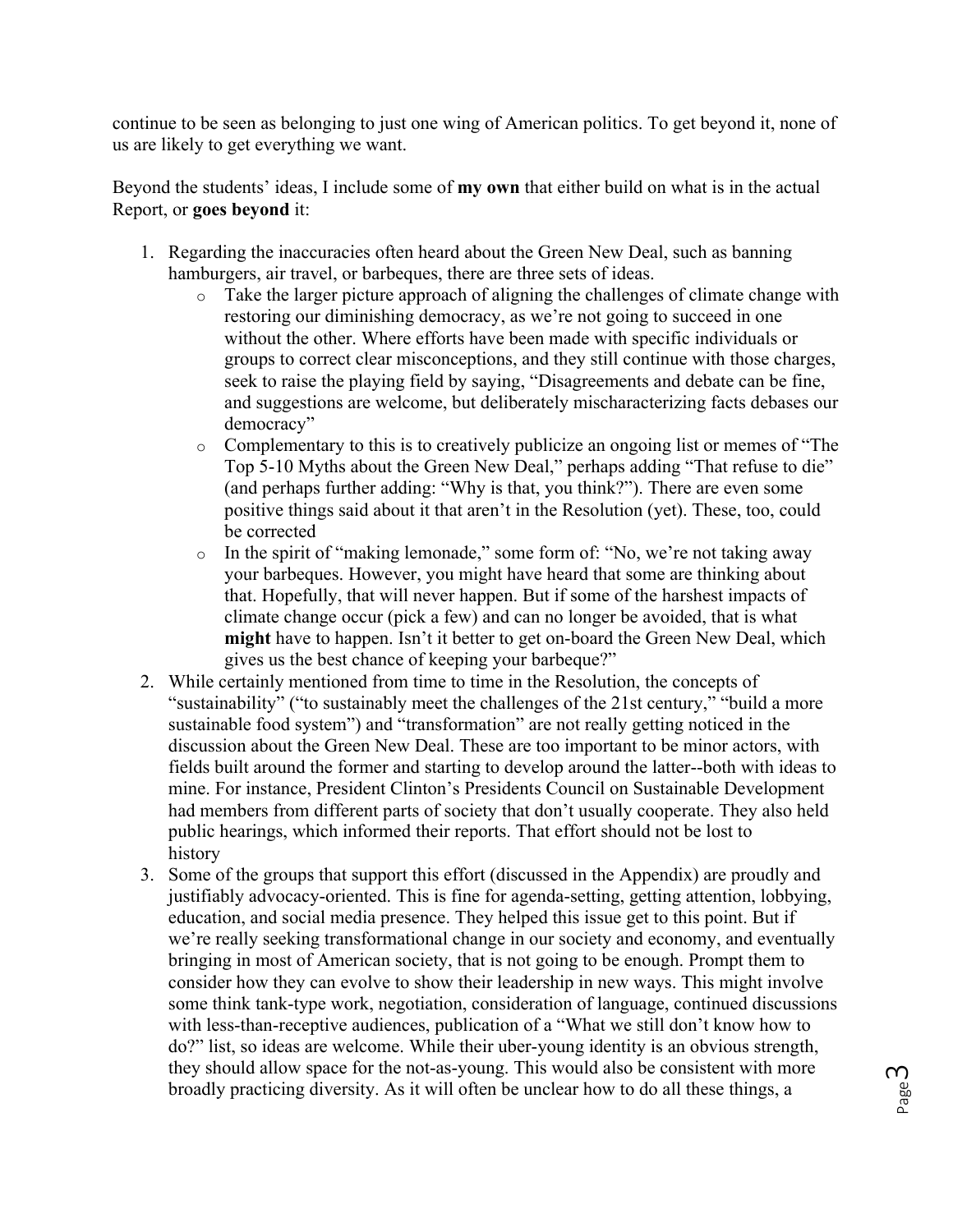continue to be seen as belonging to just one wing of American politics. To get beyond it, none of us are likely to get everything we want.

Beyond the students' ideas, I include some of **my own** that either build on what is in the actual Report, or **goes beyond** it:

1. Regarding the inaccuracies often heard about the Green New Deal, such as banning hamburgers, air travel, or barbeques, there are three sets of ideas.
   - Take the larger picture approach of aligning the challenges of climate change with restoring our diminishing democracy, as we're not going to succeed in one without the other. Where efforts have been made with specific individuals or groups to correct clear misconceptions, and they still continue with those charges, seek to raise the playing field by saying, "Disagreements and debate can be fine, and suggestions are welcome, but deliberately mischaracterizing facts debases our democracy"
   - Complementary to this is to creatively publicize an ongoing list or memes of "The Top 5-10 Myths about the Green New Deal," perhaps adding "That refuse to die" (and perhaps further adding: "Why is that, you think?"). There are even some positive things said about it that aren't in the Resolution (yet). These, too, could be corrected
   - In the spirit of "making lemonade," some form of: "No, we're not taking away your barbeques. However, you might have heard that some are thinking about that. Hopefully, that will never happen. But if some of the harshest impacts of climate change occur (pick a few) and can no longer be avoided, that is what **might** have to happen. Isn't it better to get on-board the Green New Deal, which gives us the best chance of keeping your barbeque?"
2. While certainly mentioned from time to time in the Resolution, the concepts of "sustainability" ("to sustainably meet the challenges of the 21st century," "build a more sustainable food system") and "transformation" are not really getting noticed in the discussion about the Green New Deal. These are too important to be minor actors, with fields built around the former and starting to develop around the latter--both with ideas to mine. For instance, President Clinton's Presidents Council on Sustainable Development had members from different parts of society that don't usually cooperate. They also held public hearings, which informed their reports. That effort should not be lost to history
3. Some of the groups that support this effort (discussed in the Appendix) are proudly and justifiably advocacy-oriented. This is fine for agenda-setting, getting attention, lobbying, education, and social media presence. They helped this issue get to this point. But if we're really seeking transformational change in our society and economy, and eventually bringing in most of American society, that is not going to be enough. Prompt them to consider how they can evolve to show their leadership in new ways. This might involve some think tank-type work, negotiation, consideration of language, continued discussions with less-than-receptive audiences, publication of a "What we still don't know how to do?" list, so ideas are welcome. While their uber-young identity is an obvious strength, they should allow space for the not-as-young. This would also be consistent with more broadly practicing diversity. As it will often be unclear how to do all these things, a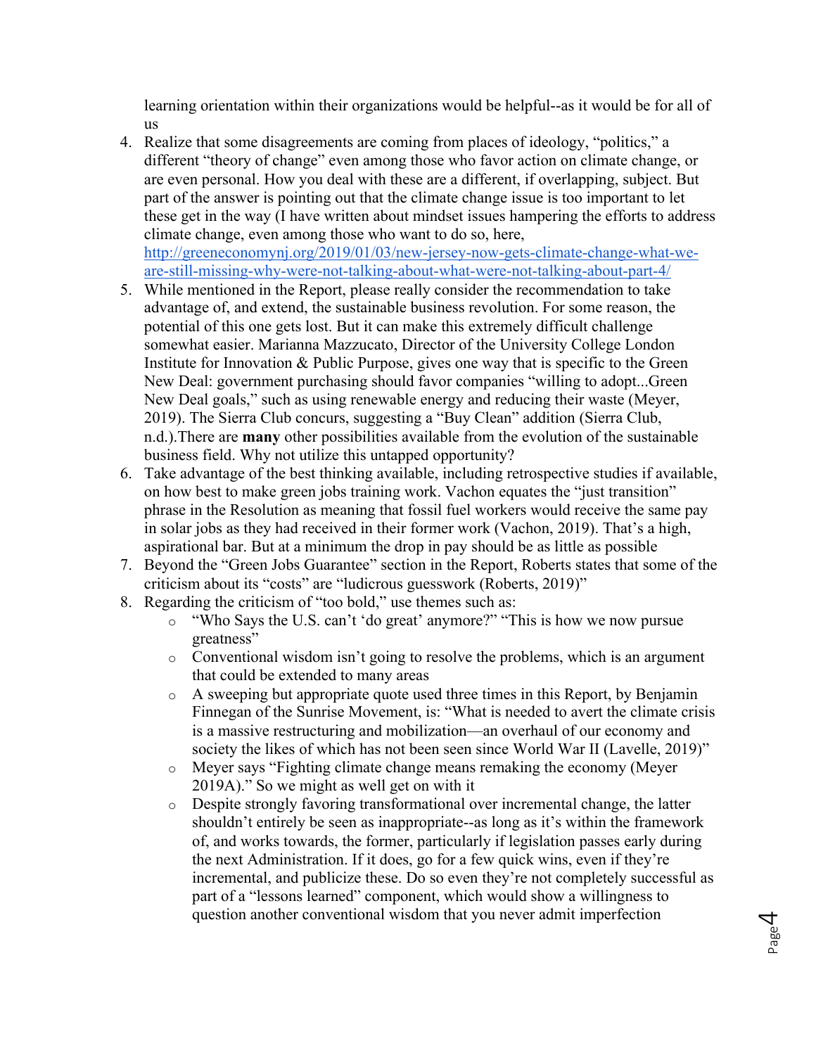learning orientation within their organizations would be helpful--as it would be for all of us

4. Realize that some disagreements are coming from places of ideology, "politics," a different "theory of change" even among those who favor action on climate change, or are even personal. How you deal with these are a different, if overlapping, subject. But part of the answer is pointing out that the climate change issue is too important to let these get in the way (I have written about mindset issues hampering the efforts to address climate change, even among those who want to do so, here, [http://greeneconomynj.org/2019/01/03/new-jersey-now-gets-climate-change-what-we-are-still-missing-why-were-not-talking-about-what-were-not-talking-about-part-4/](http://greeneconomynj.org/2019/01/03/new-jersey-now-gets-climate-change-what-we-are-still-missing-why-were-not-talking-about-what-were-not-talking-about-part-4/)
5. While mentioned in the Report, please really consider the recommendation to take advantage of, and extend, the sustainable business revolution. For some reason, the potential of this one gets lost. But it can make this extremely difficult challenge somewhat easier. Marianna Mazzucato, Director of the University College London Institute for Innovation & Public Purpose, gives one way that is specific to the Green New Deal: government purchasing should favor companies "willing to adopt...Green New Deal goals," such as using renewable energy and reducing their waste (Meyer, 2019). The Sierra Club concurs, suggesting a "Buy Clean" addition (Sierra Club, n.d.).There are **many** other possibilities available from the evolution of the sustainable business field. Why not utilize this untapped opportunity?
6. Take advantage of the best thinking available, including retrospective studies if available, on how best to make green jobs training work. Vachon equates the "just transition" phrase in the Resolution as meaning that fossil fuel workers would receive the same pay in solar jobs as they had received in their former work (Vachon, 2019). That's a high, aspirational bar. But at a minimum the drop in pay should be as little as possible
7. Beyond the "Green Jobs Guarantee" section in the Report, Roberts states that some of the criticism about its "costs" are "ludicrous guesswork (Roberts, 2019)"
8. Regarding the criticism of "too bold," use themes such as:
    - "Who Says the U.S. can't 'do great' anymore?" "This is how we now pursue greatness"
    - Conventional wisdom isn't going to resolve the problems, which is an argument that could be extended to many areas
    - A sweeping but appropriate quote used three times in this Report, by Benjamin Finnegan of the Sunrise Movement, is: "What is needed to avert the climate crisis is a massive restructuring and mobilization—an overhaul of our economy and society the likes of which has not been seen since World War II (Lavelle, 2019)"
    - Meyer says "Fighting climate change means remaking the economy (Meyer 2019A)." So we might as well get on with it
    - Despite strongly favoring transformational over incremental change, the latter shouldn't entirely be seen as inappropriate--as long as it's within the framework of, and works towards, the former, particularly if legislation passes early during the next Administration. If it does, go for a few quick wins, even if they're incremental, and publicize these. Do so even they're not completely successful as part of a "lessons learned" component, which would show a willingness to question another conventional wisdom that you never admit imperfection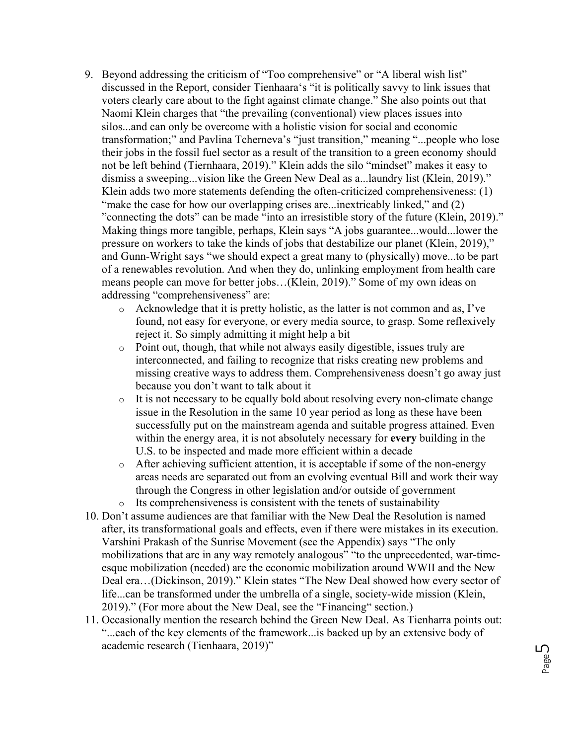9. Beyond addressing the criticism of "Too comprehensive" or "A liberal wish list" discussed in the Report, consider Tienhaara's "it is politically savvy to link issues that voters clearly care about to the fight against climate change." She also points out that Naomi Klein charges that "the prevailing (conventional) view places issues into silos...and can only be overcome with a holistic vision for social and economic transformation;" and Pavlina Tcherneva's "just transition," meaning "...people who lose their jobs in the fossil fuel sector as a result of the transition to a green economy should not be left behind (Tiernhaara, 2019)." Klein adds the silo "mindset" makes it easy to dismiss a sweeping...vision like the Green New Deal as a...laundry list (Klein, 2019)." Klein adds two more statements defending the often-criticized comprehensiveness: (1) "make the case for how our overlapping crises are...inextricably linked," and (2) "connecting the dots" can be made "into an irresistible story of the future (Klein, 2019)." Making things more tangible, perhaps, Klein says "A jobs guarantee...would...lower the pressure on workers to take the kinds of jobs that destabilize our planet (Klein, 2019)," and Gunn-Wright says "we should expect a great many to (physically) move...to be part of a renewables revolution. And when they do, unlinking employment from health care means people can move for better jobs…(Klein, 2019)." Some of my own ideas on addressing "comprehensiveness" are:
   - Acknowledge that it is pretty holistic, as the latter is not common and as, I've found, not easy for everyone, or every media source, to grasp. Some reflexively reject it. So simply admitting it might help a bit
   - Point out, though, that while not always easily digestible, issues truly are interconnected, and failing to recognize that risks creating new problems and missing creative ways to address them. Comprehensiveness doesn't go away just because you don't want to talk about it
   - It is not necessary to be equally bold about resolving every non-climate change issue in the Resolution in the same 10 year period as long as these have been successfully put on the mainstream agenda and suitable progress attained. Even within the energy area, it is not absolutely necessary for **every** building in the U.S. to be inspected and made more efficient within a decade
   - After achieving sufficient attention, it is acceptable if some of the non-energy areas needs are separated out from an evolving eventual Bill and work their way through the Congress in other legislation and/or outside of government
   - Its comprehensiveness is consistent with the tenets of sustainability
10. Don't assume audiences are that familiar with the New Deal the Resolution is named after, its transformational goals and effects, even if there were mistakes in its execution. Varshini Prakash of the Sunrise Movement (see the Appendix) says "The only mobilizations that are in any way remotely analogous" "to the unprecedented, war-time-esque mobilization (needed) are the economic mobilization around WWII and the New Deal era…(Dickinson, 2019)." Klein states "The New Deal showed how every sector of life...can be transformed under the umbrella of a single, society-wide mission (Klein, 2019)." (For more about the New Deal, see the "Financing" section.)
11. Occasionally mention the research behind the Green New Deal. As Tienharra points out: "...each of the key elements of the framework...is backed up by an extensive body of academic research (Tienhaara, 2019)"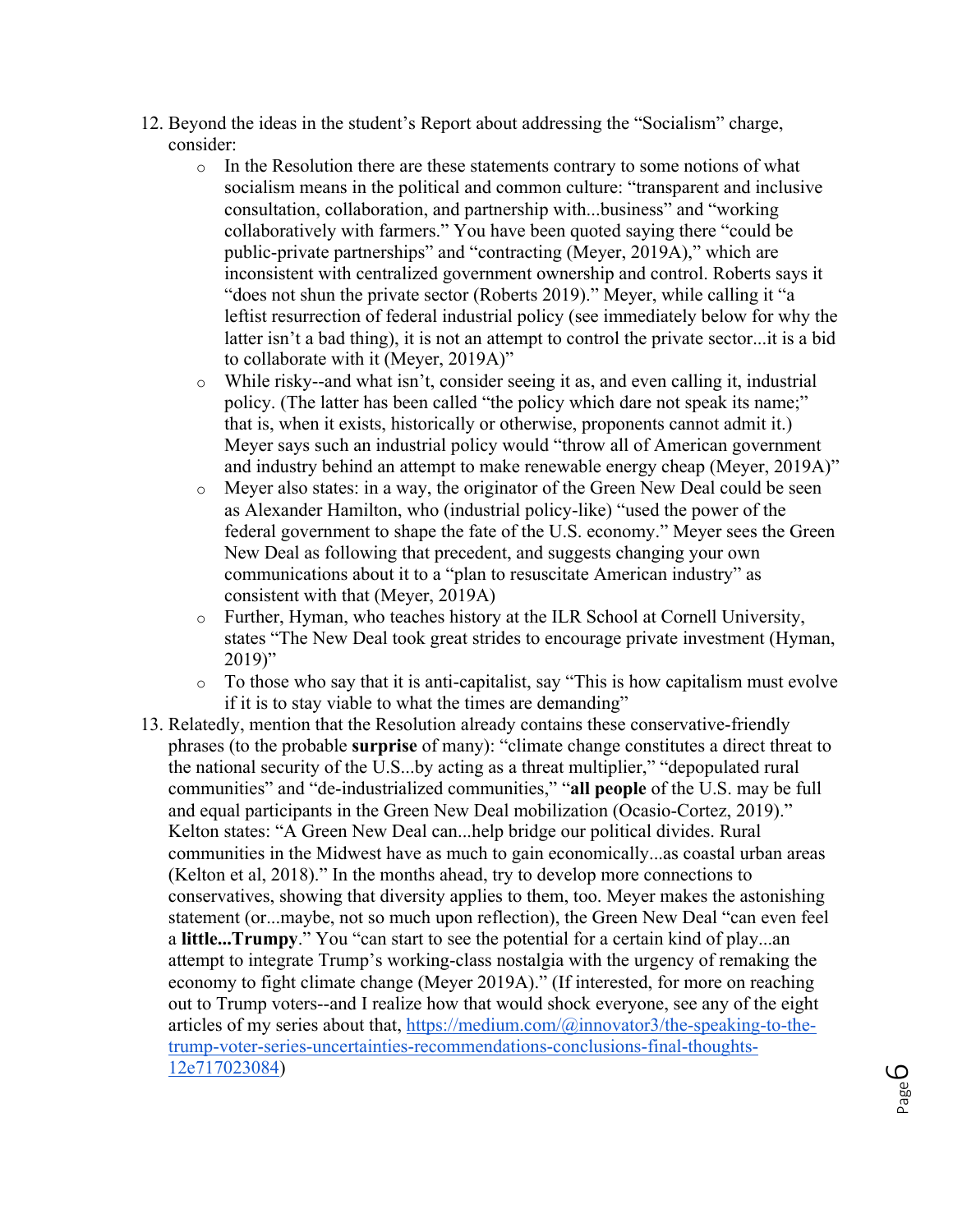12. Beyond the ideas in the student's Report about addressing the "Socialism" charge, consider:
    - In the Resolution there are these statements contrary to some notions of what socialism means in the political and common culture: "transparent and inclusive consultation, collaboration, and partnership with...business" and "working collaboratively with farmers." You have been quoted saying there "could be public-private partnerships" and "contracting (Meyer, 2019A)," which are inconsistent with centralized government ownership and control. Roberts says it "does not shun the private sector (Roberts 2019)." Meyer, while calling it "a leftist resurrection of federal industrial policy (see immediately below for why the latter isn't a bad thing), it is not an attempt to control the private sector...it is a bid to collaborate with it (Meyer, 2019A)"
    - While risky--and what isn't, consider seeing it as, and even calling it, industrial policy. (The latter has been called "the policy which dare not speak its name;" that is, when it exists, historically or otherwise, proponents cannot admit it.) Meyer says such an industrial policy would "throw all of American government and industry behind an attempt to make renewable energy cheap (Meyer, 2019A)"
    - Meyer also states: in a way, the originator of the Green New Deal could be seen as Alexander Hamilton, who (industrial policy-like) "used the power of the federal government to shape the fate of the U.S. economy." Meyer sees the Green New Deal as following that precedent, and suggests changing your own communications about it to a "plan to resuscitate American industry" as consistent with that (Meyer, 2019A)
    - Further, Hyman, who teaches history at the ILR School at Cornell University, states "The New Deal took great strides to encourage private investment (Hyman, 2019)"
    - To those who say that it is anti-capitalist, say "This is how capitalism must evolve if it is to stay viable to what the times are demanding"
13. Relatedly, mention that the Resolution already contains these conservative-friendly phrases (to the probable **surprise** of many): "climate change constitutes a direct threat to the national security of the U.S...by acting as a threat multiplier," "depopulated rural communities" and "de-industrialized communities," "**all people** of the U.S. may be full and equal participants in the Green New Deal mobilization (Ocasio-Cortez, 2019)." Kelton states: "A Green New Deal can...help bridge our political divides. Rural communities in the Midwest have as much to gain economically...as coastal urban areas (Kelton et al, 2018)." In the months ahead, try to develop more connections to conservatives, showing that diversity applies to them, too. Meyer makes the astonishing statement (or...maybe, not so much upon reflection), the Green New Deal "can even feel a **little...Trumpy**." You "can start to see the potential for a certain kind of play...an attempt to integrate Trump's working-class nostalgia with the urgency of remaking the economy to fight climate change (Meyer 2019A)." (If interested, for more on reaching out to Trump voters--and I realize how that would shock everyone, see any of the eight articles of my series about that, [https://medium.com/@innovator3/the-speaking-to-the-trump-voter-series-uncertainties-recommendations-conclusions-final-thoughts-12e717023084](https://medium.com/@innovator3/the-speaking-to-the-trump-voter-series-uncertainties-recommendations-conclusions-final-thoughts-12e717023084))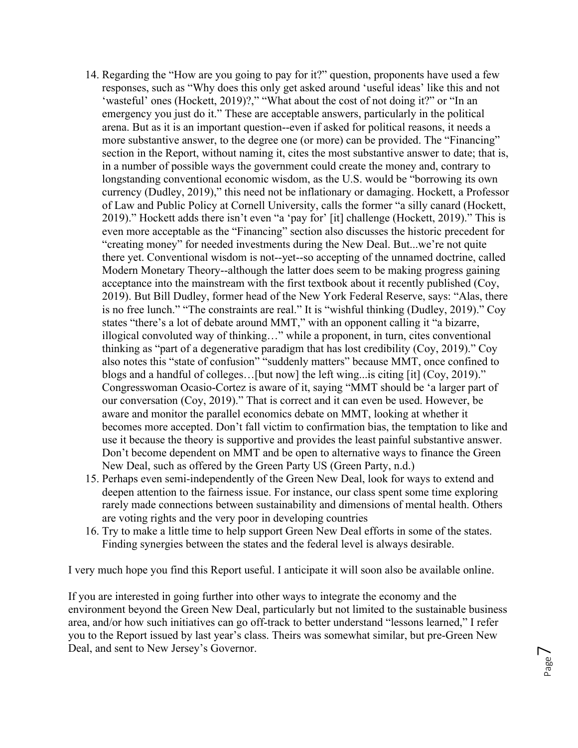14. Regarding the "How are you going to pay for it?" question, proponents have used a few responses, such as "Why does this only get asked around 'useful ideas' like this and not 'wasteful' ones (Hockett, 2019)?," "What about the cost of not doing it?" or "In an emergency you just do it." These are acceptable answers, particularly in the political arena. But as it is an important question--even if asked for political reasons, it needs a more substantive answer, to the degree one (or more) can be provided. The "Financing" section in the Report, without naming it, cites the most substantive answer to date; that is, in a number of possible ways the government could create the money and, contrary to longstanding conventional economic wisdom, as the U.S. would be "borrowing its own currency (Dudley, 2019)," this need not be inflationary or damaging. Hockett, a Professor of Law and Public Policy at Cornell University, calls the former "a silly canard (Hockett, 2019)." Hockett adds there isn't even "a 'pay for' [it] challenge (Hockett, 2019)." This is even more acceptable as the "Financing" section also discusses the historic precedent for "creating money" for needed investments during the New Deal. But...we're not quite there yet. Conventional wisdom is not--yet--so accepting of the unnamed doctrine, called Modern Monetary Theory--although the latter does seem to be making progress gaining acceptance into the mainstream with the first textbook about it recently published (Coy, 2019). But Bill Dudley, former head of the New York Federal Reserve, says: "Alas, there is no free lunch." "The constraints are real." It is "wishful thinking (Dudley, 2019)." Coy states "there's a lot of debate around MMT," with an opponent calling it "a bizarre, illogical convoluted way of thinking…" while a proponent, in turn, cites conventional thinking as "part of a degenerative paradigm that has lost credibility (Coy, 2019)." Coy also notes this "state of confusion" "suddenly matters" because MMT, once confined to blogs and a handful of colleges…[but now] the left wing...is citing [it] (Coy, 2019)." Congresswoman Ocasio-Cortez is aware of it, saying "MMT should be 'a larger part of our conversation (Coy, 2019)." That is correct and it can even be used. However, be aware and monitor the parallel economics debate on MMT, looking at whether it becomes more accepted. Don't fall victim to confirmation bias, the temptation to like and use it because the theory is supportive and provides the least painful substantive answer. Don't become dependent on MMT and be open to alternative ways to finance the Green New Deal, such as offered by the Green Party US (Green Party, n.d.)
15. Perhaps even semi-independently of the Green New Deal, look for ways to extend and deepen attention to the fairness issue. For instance, our class spent some time exploring rarely made connections between sustainability and dimensions of mental health. Others are voting rights and the very poor in developing countries
16. Try to make a little time to help support Green New Deal efforts in some of the states. Finding synergies between the states and the federal level is always desirable.

I very much hope you find this Report useful. I anticipate it will soon also be available online.

If you are interested in going further into other ways to integrate the economy and the environment beyond the Green New Deal, particularly but not limited to the sustainable business area, and/or how such initiatives can go off-track to better understand "lessons learned," I refer you to the Report issued by last year's class. Theirs was somewhat similar, but pre-Green New Deal, and sent to New Jersey's Governor.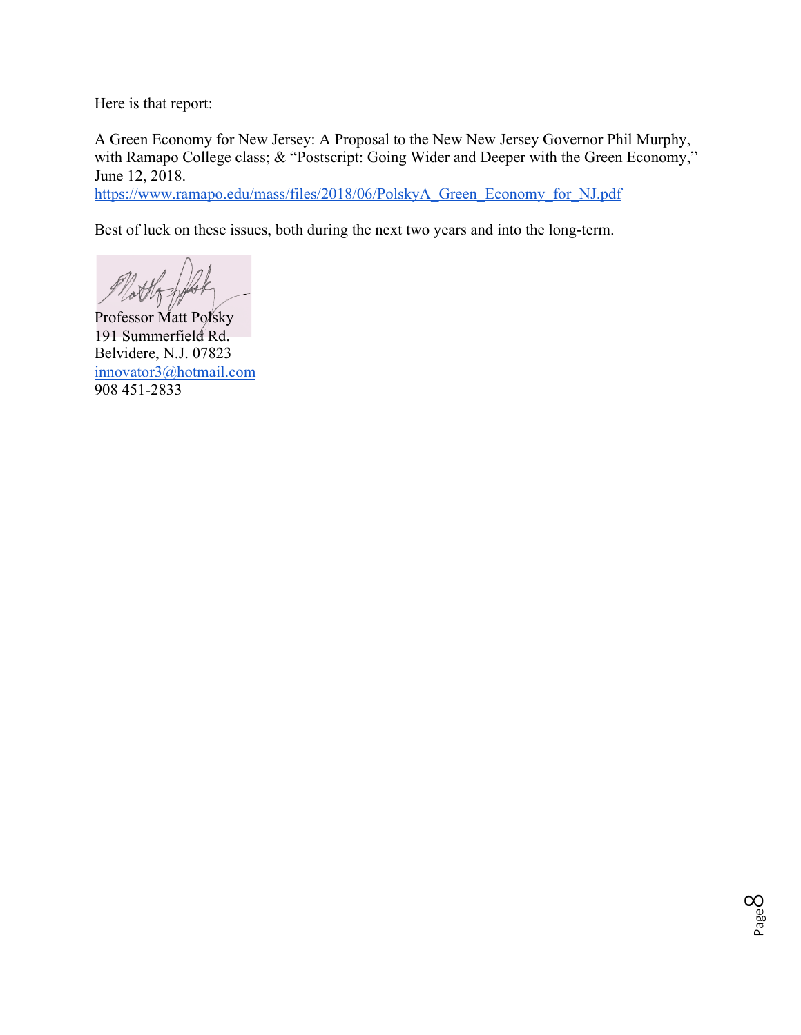Here is that report:

A Green Economy for New Jersey: A Proposal to the New New Jersey Governor Phil Murphy, with Ramapo College class; & "Postscript: Going Wider and Deeper with the Green Economy," June 12, 2018.
https://www.ramapo.edu/mass/files/2018/06/PolskyA_Green_Economy_for_NJ.pdf

Best of luck on these issues, both during the next two years and into the long-term.

Professor Matt Polsky
191 Summerfield Rd.
Belvidere, N.J. 07823
innovator3@hotmail.com
908 451-2833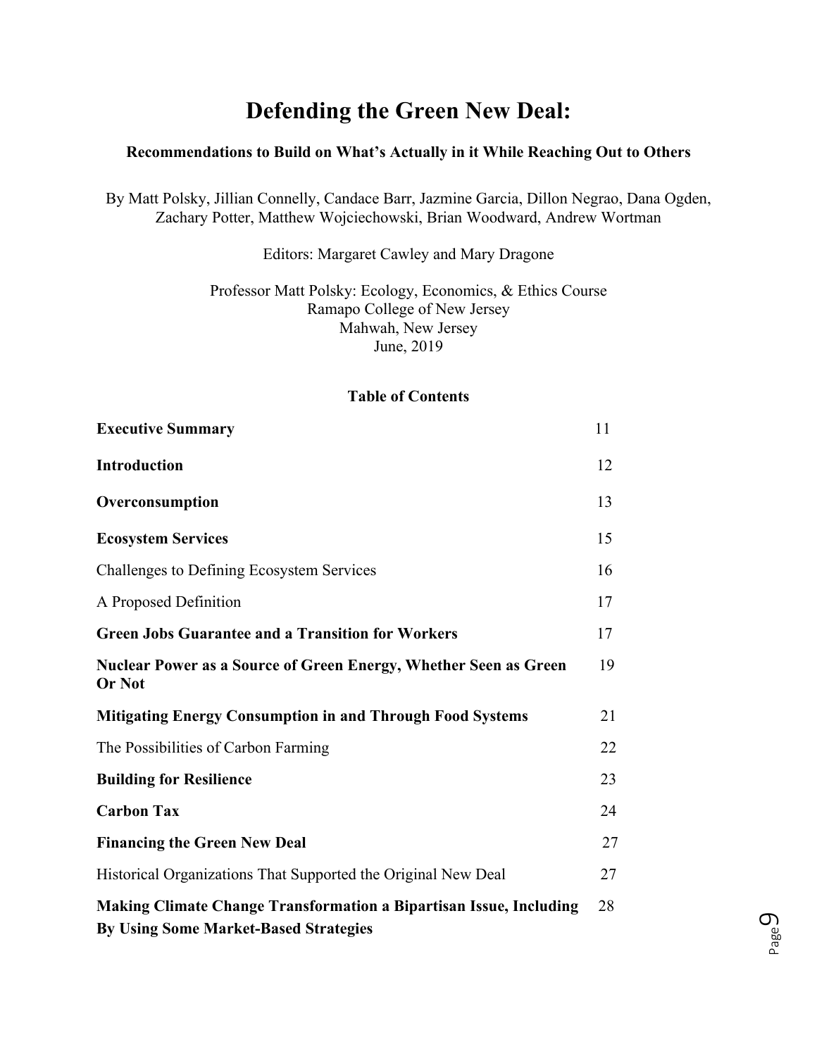# Defending the Green New Deal:

**Recommendations to Build on What's Actually in it While Reaching Out to Others**

By Matt Polsky, Jillian Connelly, Candace Barr, Jazmine Garcia, Dillon Negrao, Dana Ogden, Zachary Potter, Matthew Wojciechowski, Brian Woodward, Andrew Wortman

Editors: Margaret Cawley and Mary Dragone

Professor Matt Polsky: Ecology, Economics, & Ethics Course
Ramapo College of New Jersey
Mahwah, New Jersey
June, 2019

## Table of Contents

| | |
|---|---|
| **Executive Summary** | 11 |
| **Introduction** | 12 |
| **Overconsumption** | 13 |
| **Ecosystem Services** | 15 |
| Challenges to Defining Ecosystem Services | 16 |
| A Proposed Definition | 17 |
| **Green Jobs Guarantee and a Transition for Workers** | 17 |
| **Nuclear Power as a Source of Green Energy, Whether Seen as Green Or Not** | 19 |
| **Mitigating Energy Consumption in and Through Food Systems** | 21 |
| The Possibilities of Carbon Farming | 22 |
| **Building for Resilience** | 23 |
| **Carbon Tax** | 24 |
| **Financing the Green New Deal** | 27 |
| Historical Organizations That Supported the Original New Deal | 27 |
| **Making Climate Change Transformation a Bipartisan Issue, Including By Using Some Market-Based Strategies** | 28 |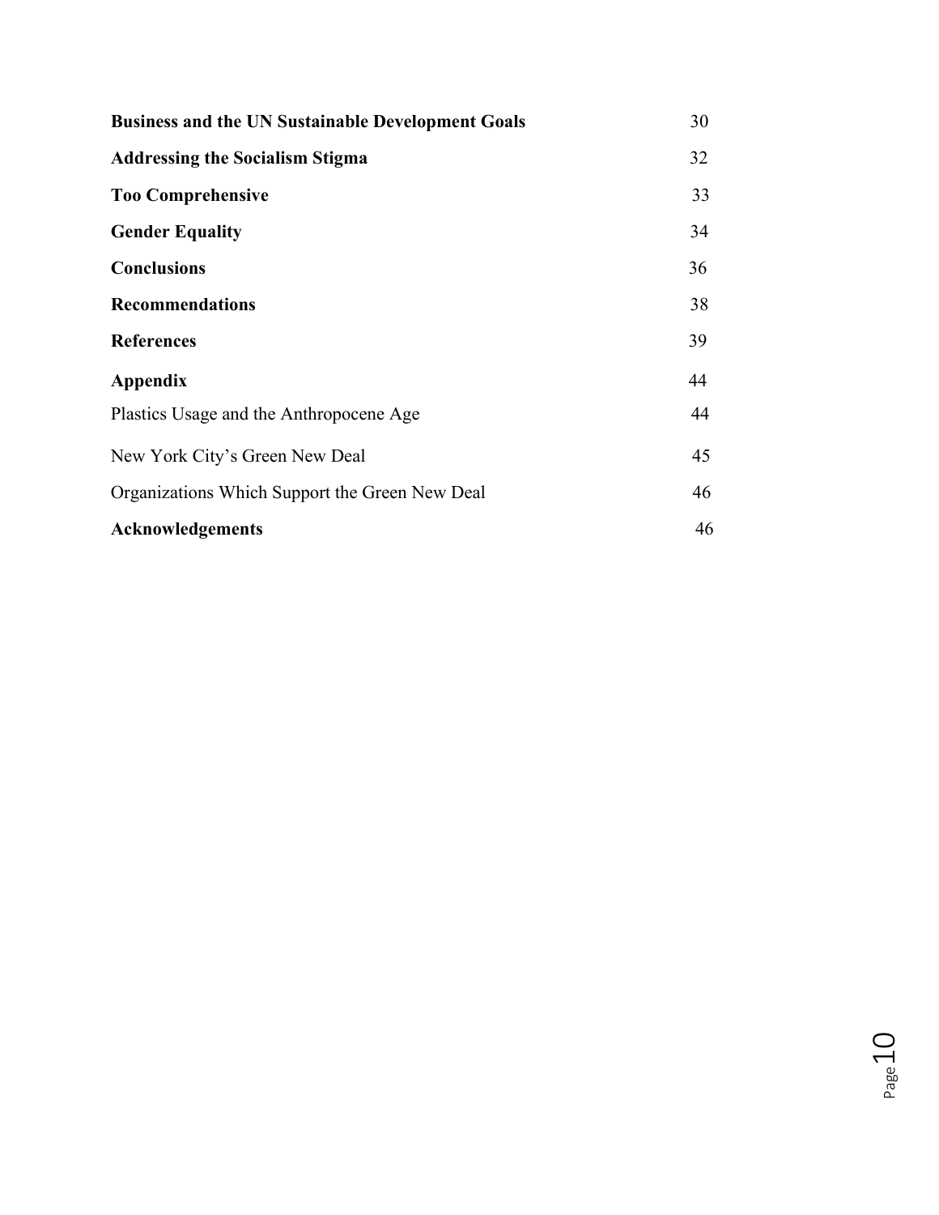| | |
|---|---|
| **Business and the UN Sustainable Development Goals** | 30 |
| **Addressing the Socialism Stigma** | 32 |
| **Too Comprehensive** | 33 |
| **Gender Equality** | 34 |
| **Conclusions** | 36 |
| **Recommendations** | 38 |
| **References** | 39 |
| **Appendix** | 44 |
| Plastics Usage and the Anthropocene Age | 44 |
| New York City's Green New Deal | 45 |
| Organizations Which Support the Green New Deal | 46 |
| **Acknowledgements** | 46 |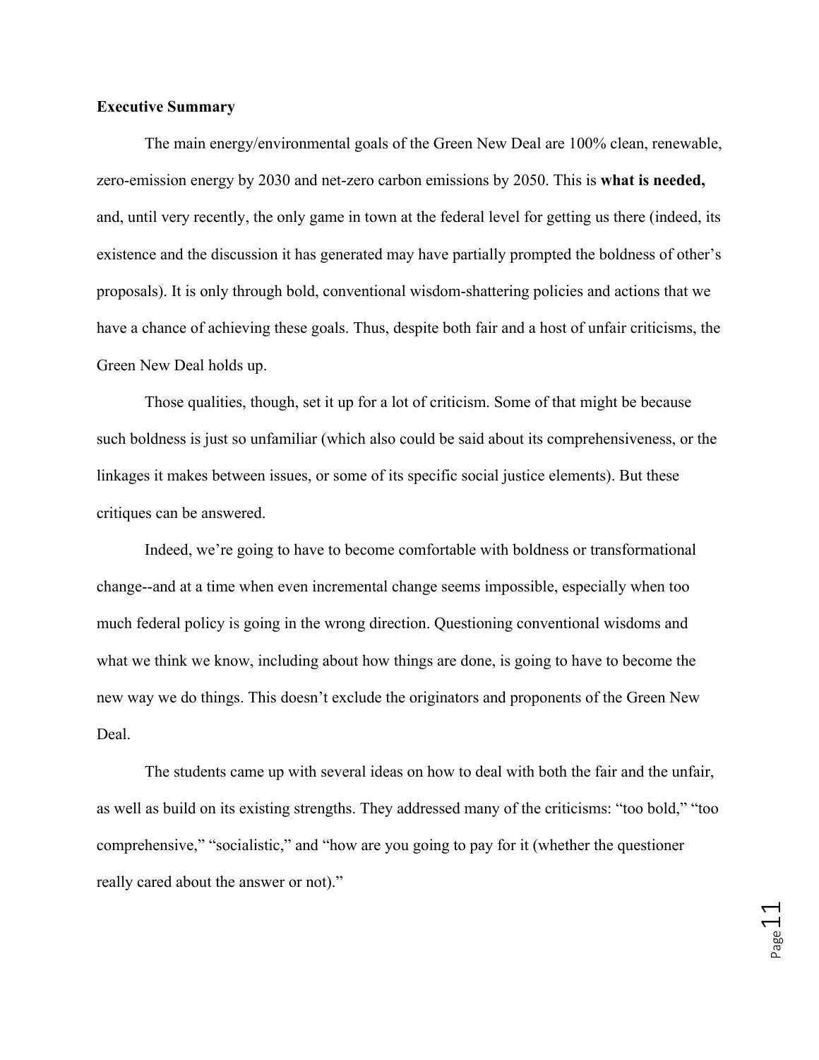**Executive Summary**

The main energy/environmental goals of the Green New Deal are 100% clean, renewable, zero-emission energy by 2030 and net-zero carbon emissions by 2050. This is **what is needed,** and, until very recently, the only game in town at the federal level for getting us there (indeed, its existence and the discussion it has generated may have partially prompted the boldness of other's proposals). It is only through bold, conventional wisdom-shattering policies and actions that we have a chance of achieving these goals. Thus, despite both fair and a host of unfair criticisms, the Green New Deal holds up.

Those qualities, though, set it up for a lot of criticism. Some of that might be because such boldness is just so unfamiliar (which also could be said about its comprehensiveness, or the linkages it makes between issues, or some of its specific social justice elements). But these critiques can be answered.

Indeed, we're going to have to become comfortable with boldness or transformational change--and at a time when even incremental change seems impossible, especially when too much federal policy is going in the wrong direction. Questioning conventional wisdoms and what we think we know, including about how things are done, is going to have to become the new way we do things. This doesn't exclude the originators and proponents of the Green New Deal.

The students came up with several ideas on how to deal with both the fair and the unfair, as well as build on its existing strengths. They addressed many of the criticisms: "too bold," "too comprehensive," "socialistic," and "how are you going to pay for it (whether the questioner really cared about the answer or not)."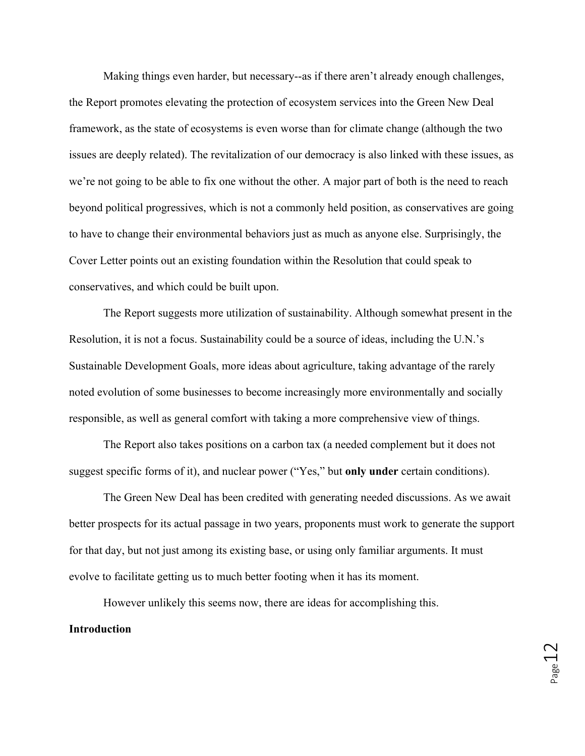Making things even harder, but necessary--as if there aren't already enough challenges, the Report promotes elevating the protection of ecosystem services into the Green New Deal framework, as the state of ecosystems is even worse than for climate change (although the two issues are deeply related). The revitalization of our democracy is also linked with these issues, as we're not going to be able to fix one without the other. A major part of both is the need to reach beyond political progressives, which is not a commonly held position, as conservatives are going to have to change their environmental behaviors just as much as anyone else. Surprisingly, the Cover Letter points out an existing foundation within the Resolution that could speak to conservatives, and which could be built upon.

The Report suggests more utilization of sustainability. Although somewhat present in the Resolution, it is not a focus. Sustainability could be a source of ideas, including the U.N.'s Sustainable Development Goals, more ideas about agriculture, taking advantage of the rarely noted evolution of some businesses to become increasingly more environmentally and socially responsible, as well as general comfort with taking a more comprehensive view of things.

The Report also takes positions on a carbon tax (a needed complement but it does not suggest specific forms of it), and nuclear power ("Yes," but **only under** certain conditions).

The Green New Deal has been credited with generating needed discussions. As we await better prospects for its actual passage in two years, proponents must work to generate the support for that day, but not just among its existing base, or using only familiar arguments. It must evolve to facilitate getting us to much better footing when it has its moment.

However unlikely this seems now, there are ideas for accomplishing this.

**Introduction**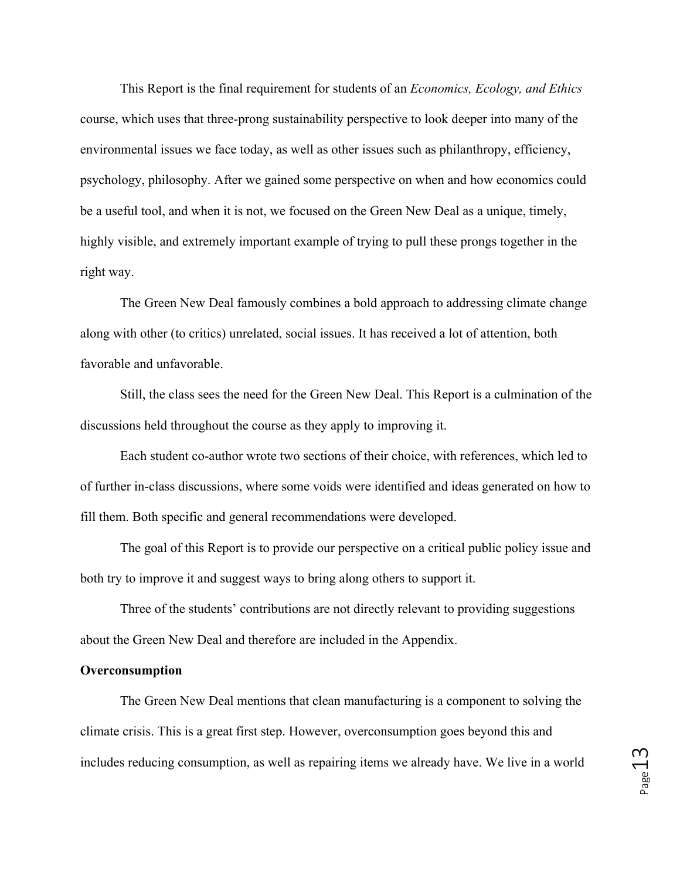This Report is the final requirement for students of an *Economics, Ecology, and Ethics* course, which uses that three-prong sustainability perspective to look deeper into many of the environmental issues we face today, as well as other issues such as philanthropy, efficiency, psychology, philosophy. After we gained some perspective on when and how economics could be a useful tool, and when it is not, we focused on the Green New Deal as a unique, timely, highly visible, and extremely important example of trying to pull these prongs together in the right way.

The Green New Deal famously combines a bold approach to addressing climate change along with other (to critics) unrelated, social issues. It has received a lot of attention, both favorable and unfavorable.

Still, the class sees the need for the Green New Deal. This Report is a culmination of the discussions held throughout the course as they apply to improving it.

Each student co-author wrote two sections of their choice, with references, which led to of further in-class discussions, where some voids were identified and ideas generated on how to fill them. Both specific and general recommendations were developed.

The goal of this Report is to provide our perspective on a critical public policy issue and both try to improve it and suggest ways to bring along others to support it.

Three of the students' contributions are not directly relevant to providing suggestions about the Green New Deal and therefore are included in the Appendix.

**Overconsumption**

The Green New Deal mentions that clean manufacturing is a component to solving the climate crisis. This is a great first step. However, overconsumption goes beyond this and includes reducing consumption, as well as repairing items we already have. We live in a world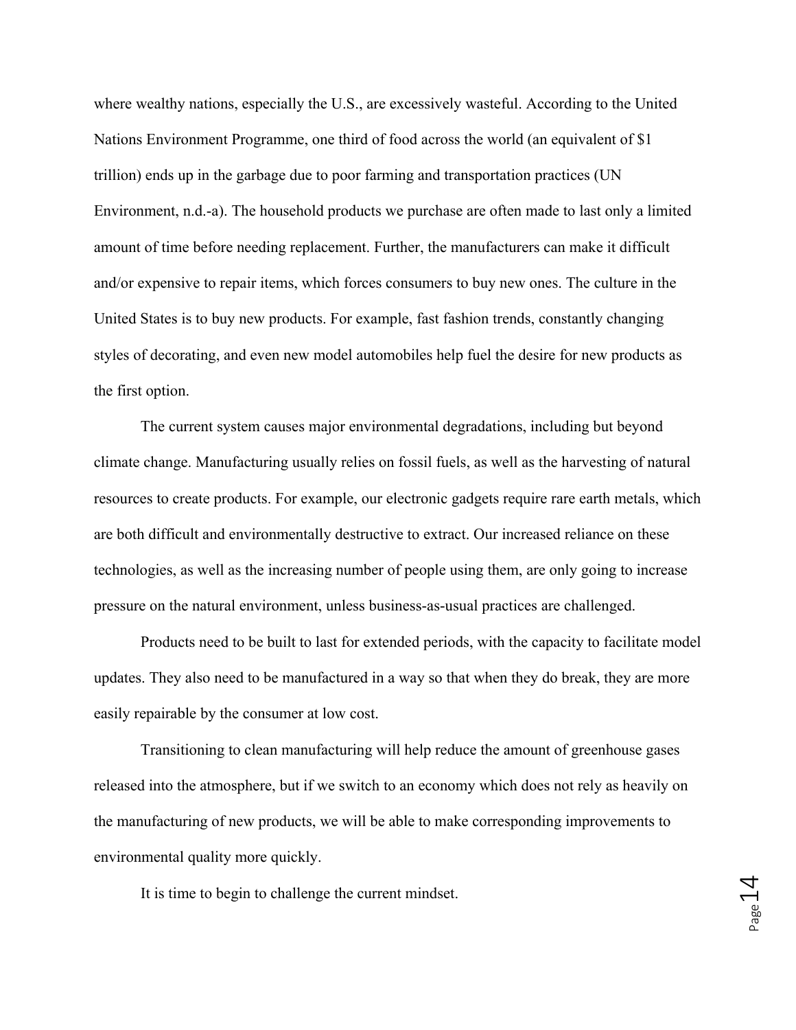where wealthy nations, especially the U.S., are excessively wasteful. According to the United Nations Environment Programme, one third of food across the world (an equivalent of $1 trillion) ends up in the garbage due to poor farming and transportation practices (UN Environment, n.d.-a). The household products we purchase are often made to last only a limited amount of time before needing replacement. Further, the manufacturers can make it difficult and/or expensive to repair items, which forces consumers to buy new ones. The culture in the United States is to buy new products. For example, fast fashion trends, constantly changing styles of decorating, and even new model automobiles help fuel the desire for new products as the first option.

The current system causes major environmental degradations, including but beyond climate change. Manufacturing usually relies on fossil fuels, as well as the harvesting of natural resources to create products. For example, our electronic gadgets require rare earth metals, which are both difficult and environmentally destructive to extract. Our increased reliance on these technologies, as well as the increasing number of people using them, are only going to increase pressure on the natural environment, unless business-as-usual practices are challenged.

Products need to be built to last for extended periods, with the capacity to facilitate model updates. They also need to be manufactured in a way so that when they do break, they are more easily repairable by the consumer at low cost.

Transitioning to clean manufacturing will help reduce the amount of greenhouse gases released into the atmosphere, but if we switch to an economy which does not rely as heavily on the manufacturing of new products, we will be able to make corresponding improvements to environmental quality more quickly.

It is time to begin to challenge the current mindset.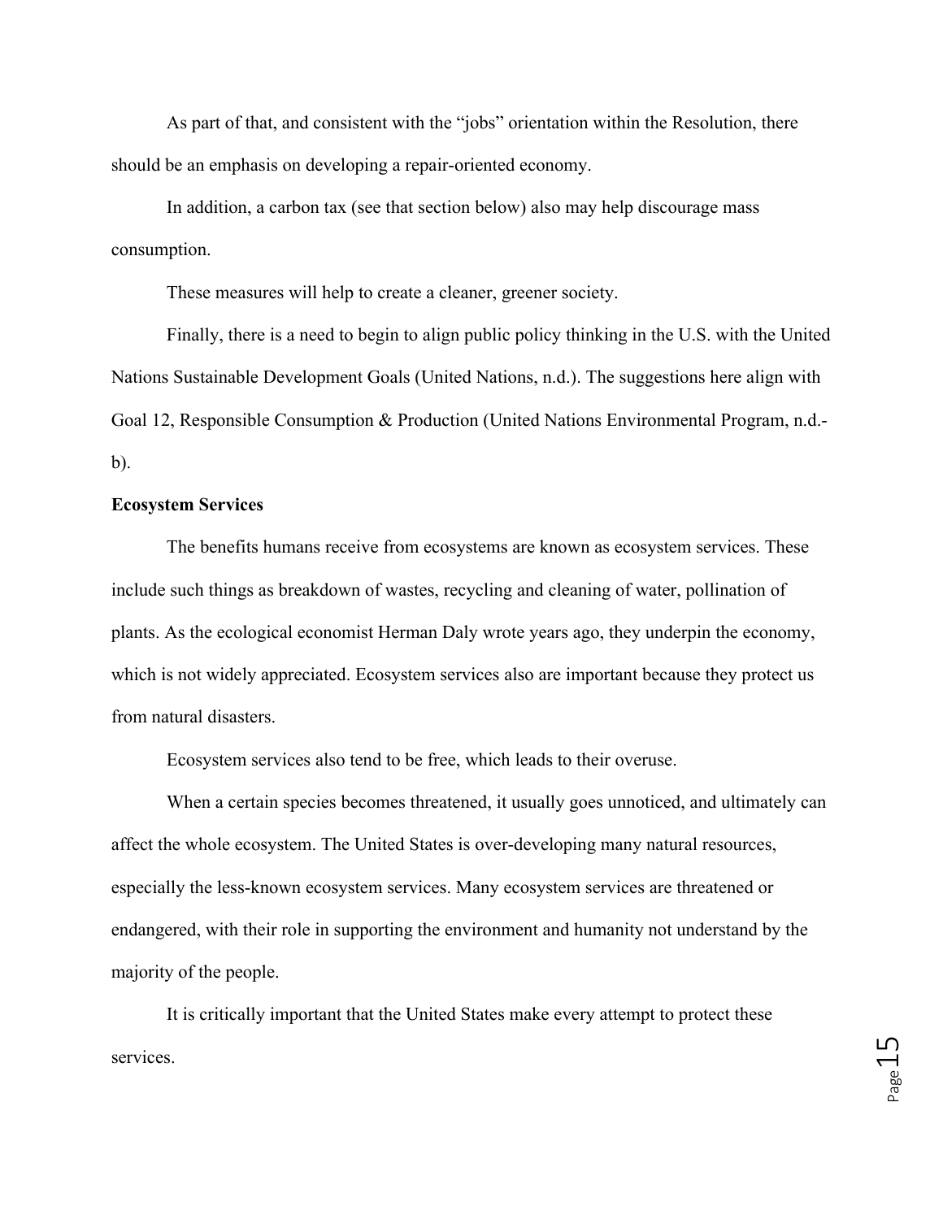As part of that, and consistent with the "jobs" orientation within the Resolution, there should be an emphasis on developing a repair-oriented economy.

In addition, a carbon tax (see that section below) also may help discourage mass consumption.

These measures will help to create a cleaner, greener society.

Finally, there is a need to begin to align public policy thinking in the U.S. with the United Nations Sustainable Development Goals (United Nations, n.d.). The suggestions here align with Goal 12, Responsible Consumption & Production (United Nations Environmental Program, n.d.-b).

**Ecosystem Services**

The benefits humans receive from ecosystems are known as ecosystem services. These include such things as breakdown of wastes, recycling and cleaning of water, pollination of plants. As the ecological economist Herman Daly wrote years ago, they underpin the economy, which is not widely appreciated. Ecosystem services also are important because they protect us from natural disasters.

Ecosystem services also tend to be free, which leads to their overuse.

When a certain species becomes threatened, it usually goes unnoticed, and ultimately can affect the whole ecosystem. The United States is over-developing many natural resources, especially the less-known ecosystem services. Many ecosystem services are threatened or endangered, with their role in supporting the environment and humanity not understand by the majority of the people.

It is critically important that the United States make every attempt to protect these services.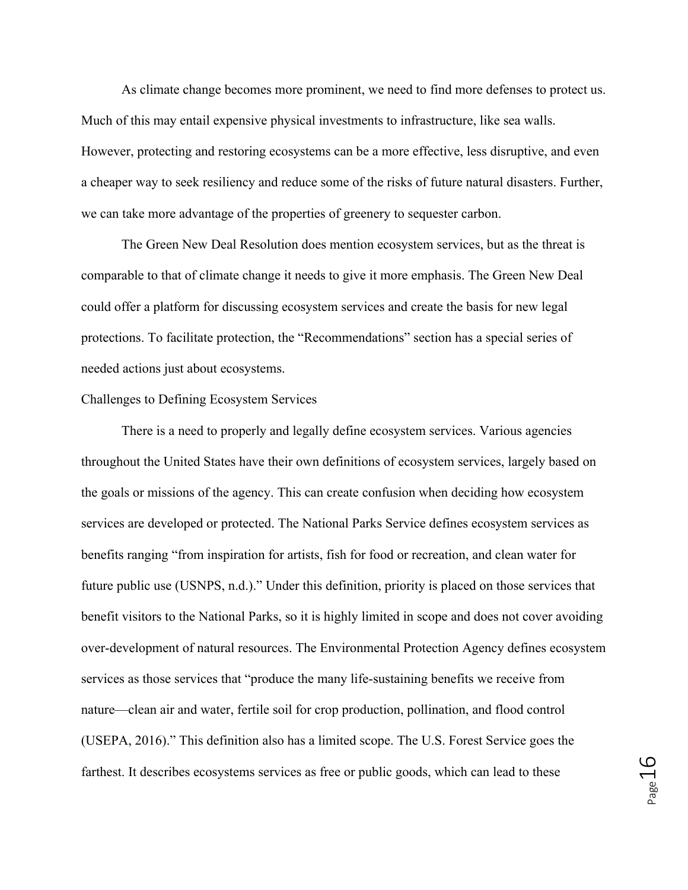As climate change becomes more prominent, we need to find more defenses to protect us. Much of this may entail expensive physical investments to infrastructure, like sea walls. However, protecting and restoring ecosystems can be a more effective, less disruptive, and even a cheaper way to seek resiliency and reduce some of the risks of future natural disasters. Further, we can take more advantage of the properties of greenery to sequester carbon.

The Green New Deal Resolution does mention ecosystem services, but as the threat is comparable to that of climate change it needs to give it more emphasis. The Green New Deal could offer a platform for discussing ecosystem services and create the basis for new legal protections. To facilitate protection, the "Recommendations" section has a special series of needed actions just about ecosystems.

## Challenges to Defining Ecosystem Services

There is a need to properly and legally define ecosystem services. Various agencies throughout the United States have their own definitions of ecosystem services, largely based on the goals or missions of the agency. This can create confusion when deciding how ecosystem services are developed or protected. The National Parks Service defines ecosystem services as benefits ranging "from inspiration for artists, fish for food or recreation, and clean water for future public use (USNPS, n.d.)." Under this definition, priority is placed on those services that benefit visitors to the National Parks, so it is highly limited in scope and does not cover avoiding over-development of natural resources. The Environmental Protection Agency defines ecosystem services as those services that "produce the many life-sustaining benefits we receive from nature—clean air and water, fertile soil for crop production, pollination, and flood control (USEPA, 2016)." This definition also has a limited scope. The U.S. Forest Service goes the farthest. It describes ecosystems services as free or public goods, which can lead to these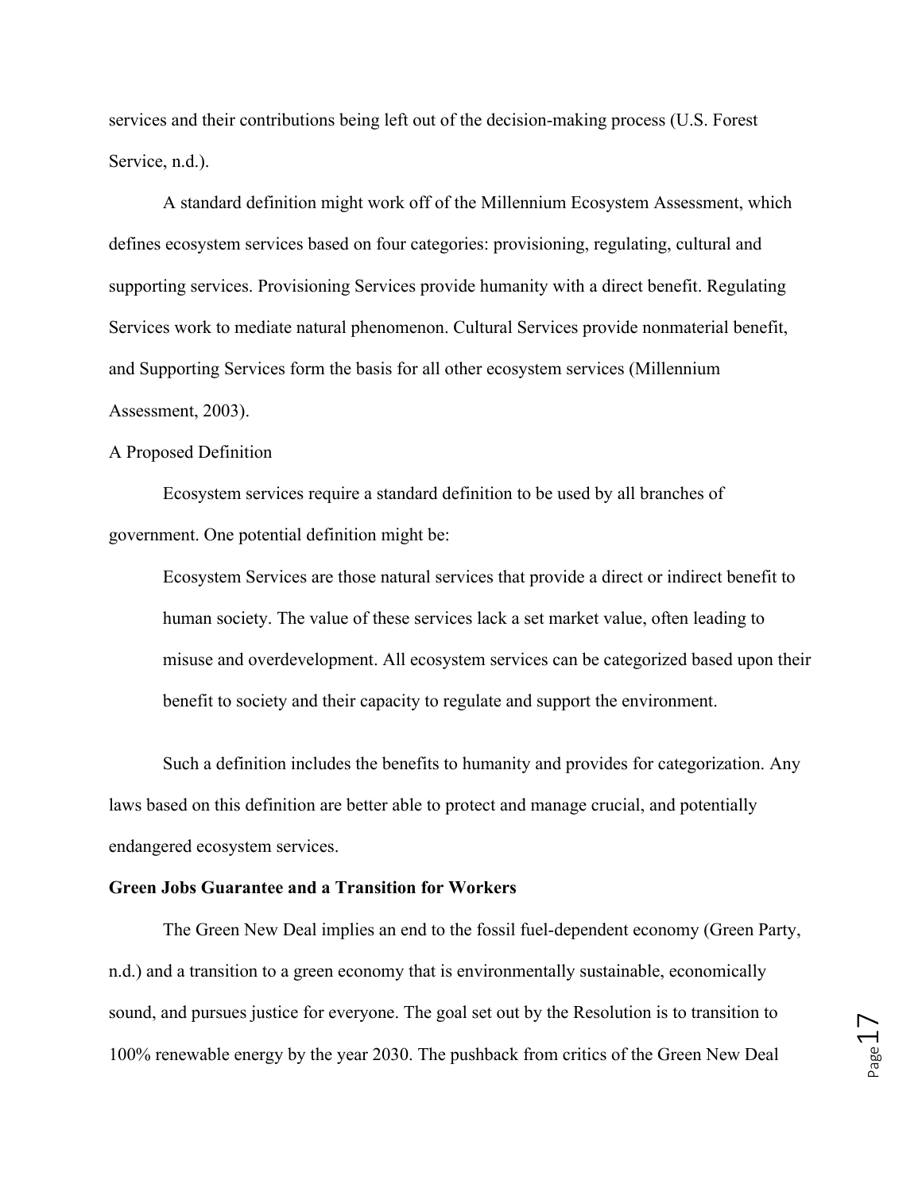services and their contributions being left out of the decision-making process (U.S. Forest Service, n.d.).

A standard definition might work off of the Millennium Ecosystem Assessment, which defines ecosystem services based on four categories: provisioning, regulating, cultural and supporting services. Provisioning Services provide humanity with a direct benefit. Regulating Services work to mediate natural phenomenon. Cultural Services provide nonmaterial benefit, and Supporting Services form the basis for all other ecosystem services (Millennium Assessment, 2003).

### A Proposed Definition

Ecosystem services require a standard definition to be used by all branches of government. One potential definition might be:

> Ecosystem Services are those natural services that provide a direct or indirect benefit to human society. The value of these services lack a set market value, often leading to misuse and overdevelopment. All ecosystem services can be categorized based upon their benefit to society and their capacity to regulate and support the environment.

Such a definition includes the benefits to humanity and provides for categorization. Any laws based on this definition are better able to protect and manage crucial, and potentially endangered ecosystem services.

## Green Jobs Guarantee and a Transition for Workers

The Green New Deal implies an end to the fossil fuel-dependent economy (Green Party, n.d.) and a transition to a green economy that is environmentally sustainable, economically sound, and pursues justice for everyone. The goal set out by the Resolution is to transition to 100% renewable energy by the year 2030. The pushback from critics of the Green New Deal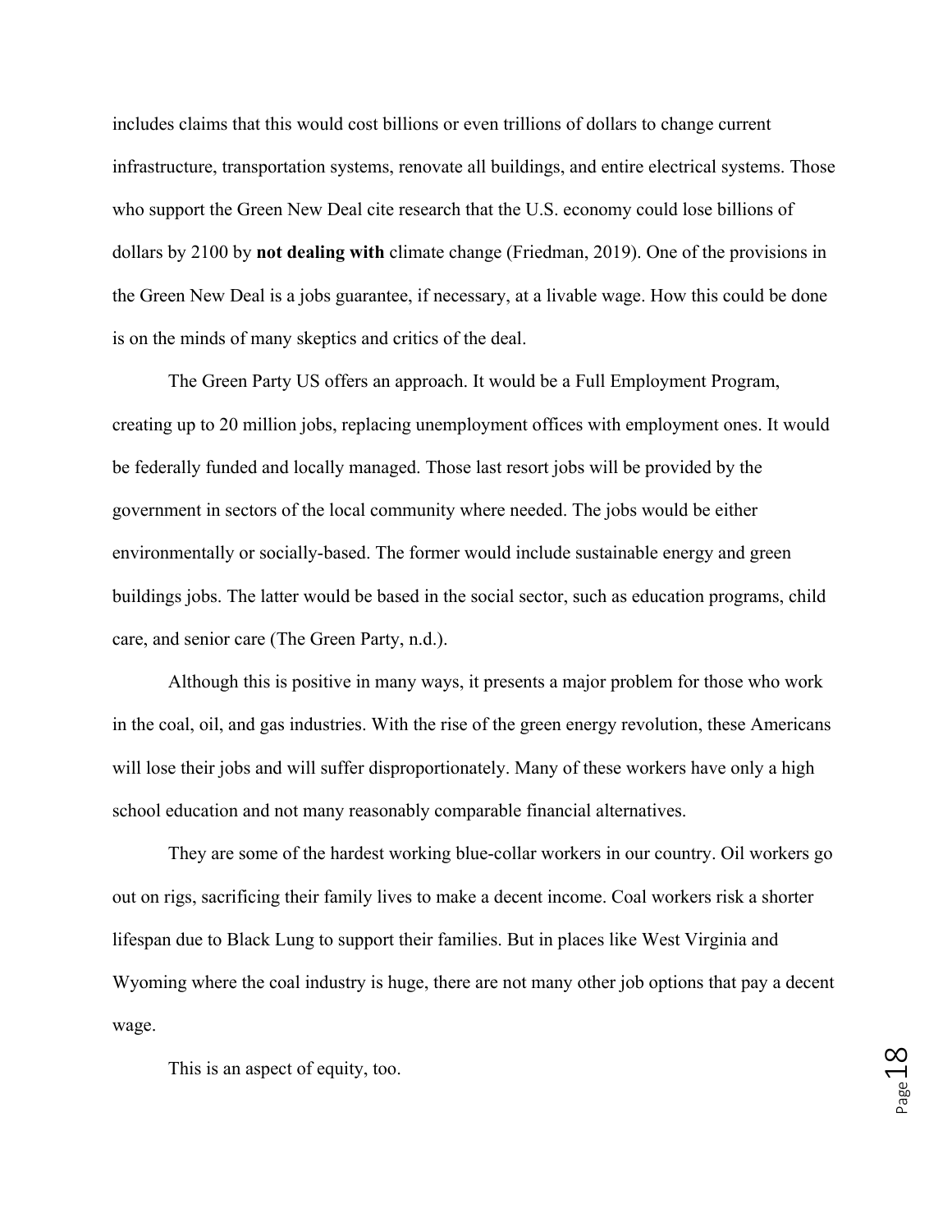includes claims that this would cost billions or even trillions of dollars to change current infrastructure, transportation systems, renovate all buildings, and entire electrical systems. Those who support the Green New Deal cite research that the U.S. economy could lose billions of dollars by 2100 by **not dealing with** climate change (Friedman, 2019). One of the provisions in the Green New Deal is a jobs guarantee, if necessary, at a livable wage. How this could be done is on the minds of many skeptics and critics of the deal.

The Green Party US offers an approach. It would be a Full Employment Program, creating up to 20 million jobs, replacing unemployment offices with employment ones. It would be federally funded and locally managed. Those last resort jobs will be provided by the government in sectors of the local community where needed. The jobs would be either environmentally or socially-based. The former would include sustainable energy and green buildings jobs. The latter would be based in the social sector, such as education programs, child care, and senior care (The Green Party, n.d.).

Although this is positive in many ways, it presents a major problem for those who work in the coal, oil, and gas industries. With the rise of the green energy revolution, these Americans will lose their jobs and will suffer disproportionately. Many of these workers have only a high school education and not many reasonably comparable financial alternatives.

They are some of the hardest working blue-collar workers in our country. Oil workers go out on rigs, sacrificing their family lives to make a decent income. Coal workers risk a shorter lifespan due to Black Lung to support their families. But in places like West Virginia and Wyoming where the coal industry is huge, there are not many other job options that pay a decent wage.

This is an aspect of equity, too.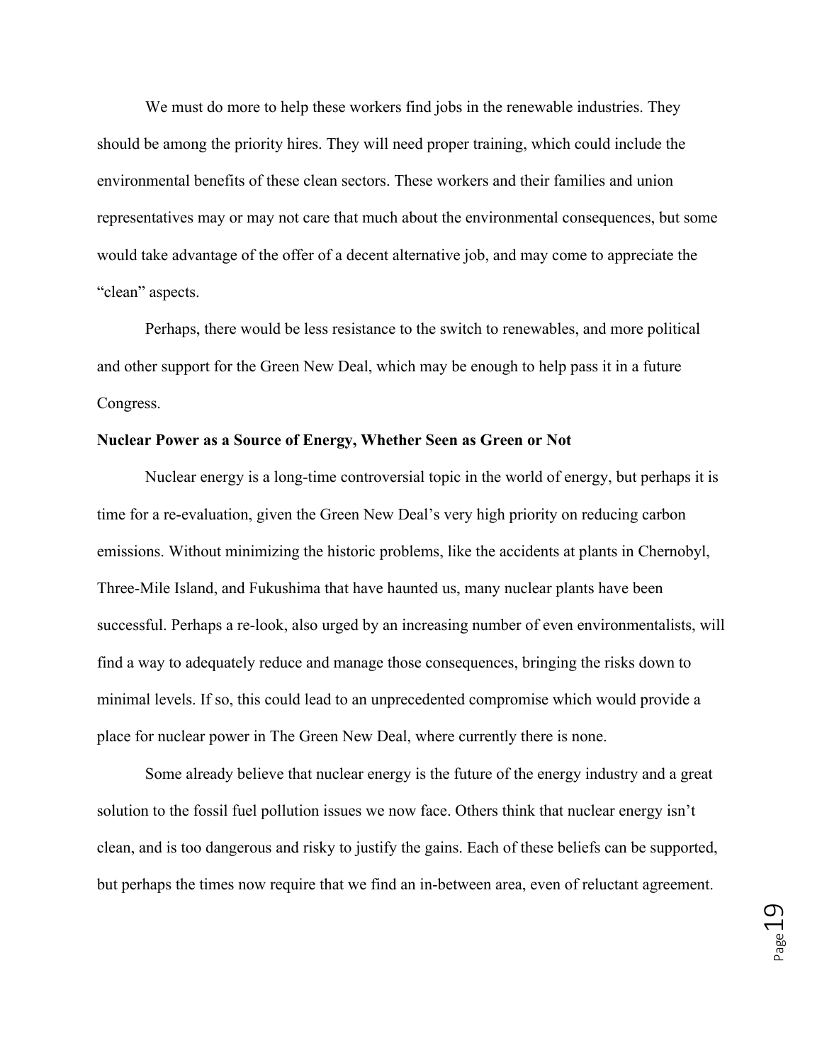We must do more to help these workers find jobs in the renewable industries. They should be among the priority hires. They will need proper training, which could include the environmental benefits of these clean sectors. These workers and their families and union representatives may or may not care that much about the environmental consequences, but some would take advantage of the offer of a decent alternative job, and may come to appreciate the "clean" aspects.

Perhaps, there would be less resistance to the switch to renewables, and more political and other support for the Green New Deal, which may be enough to help pass it in a future Congress.

**Nuclear Power as a Source of Energy, Whether Seen as Green or Not**

Nuclear energy is a long-time controversial topic in the world of energy, but perhaps it is time for a re-evaluation, given the Green New Deal's very high priority on reducing carbon emissions. Without minimizing the historic problems, like the accidents at plants in Chernobyl, Three-Mile Island, and Fukushima that have haunted us, many nuclear plants have been successful. Perhaps a re-look, also urged by an increasing number of even environmentalists, will find a way to adequately reduce and manage those consequences, bringing the risks down to minimal levels. If so, this could lead to an unprecedented compromise which would provide a place for nuclear power in The Green New Deal, where currently there is none.

Some already believe that nuclear energy is the future of the energy industry and a great solution to the fossil fuel pollution issues we now face. Others think that nuclear energy isn't clean, and is too dangerous and risky to justify the gains. Each of these beliefs can be supported, but perhaps the times now require that we find an in-between area, even of reluctant agreement.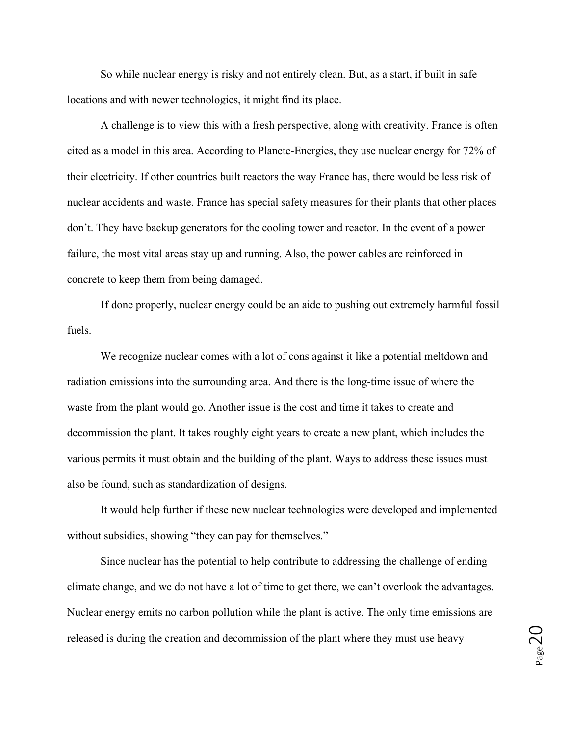So while nuclear energy is risky and not entirely clean. But, as a start, if built in safe locations and with newer technologies, it might find its place.

A challenge is to view this with a fresh perspective, along with creativity. France is often cited as a model in this area. According to Planete-Energies, they use nuclear energy for 72% of their electricity. If other countries built reactors the way France has, there would be less risk of nuclear accidents and waste. France has special safety measures for their plants that other places don't. They have backup generators for the cooling tower and reactor. In the event of a power failure, the most vital areas stay up and running. Also, the power cables are reinforced in concrete to keep them from being damaged.

**If** done properly, nuclear energy could be an aide to pushing out extremely harmful fossil fuels.

We recognize nuclear comes with a lot of cons against it like a potential meltdown and radiation emissions into the surrounding area. And there is the long-time issue of where the waste from the plant would go. Another issue is the cost and time it takes to create and decommission the plant. It takes roughly eight years to create a new plant, which includes the various permits it must obtain and the building of the plant. Ways to address these issues must also be found, such as standardization of designs.

It would help further if these new nuclear technologies were developed and implemented without subsidies, showing "they can pay for themselves."

Since nuclear has the potential to help contribute to addressing the challenge of ending climate change, and we do not have a lot of time to get there, we can't overlook the advantages. Nuclear energy emits no carbon pollution while the plant is active. The only time emissions are released is during the creation and decommission of the plant where they must use heavy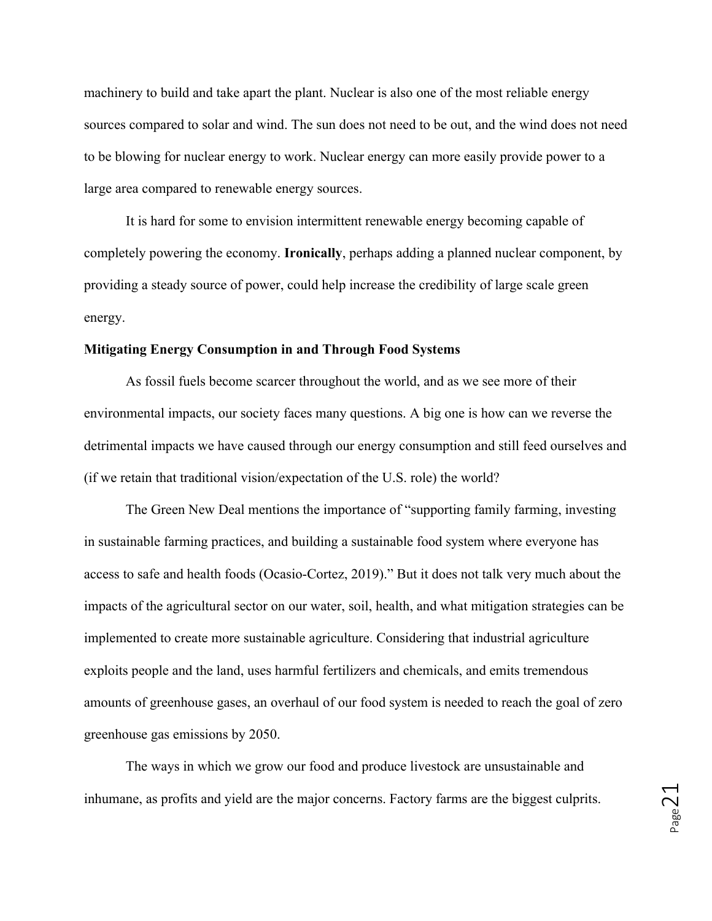machinery to build and take apart the plant. Nuclear is also one of the most reliable energy sources compared to solar and wind. The sun does not need to be out, and the wind does not need to be blowing for nuclear energy to work. Nuclear energy can more easily provide power to a large area compared to renewable energy sources.

It is hard for some to envision intermittent renewable energy becoming capable of completely powering the economy. **Ironically**, perhaps adding a planned nuclear component, by providing a steady source of power, could help increase the credibility of large scale green energy.

**Mitigating Energy Consumption in and Through Food Systems**

As fossil fuels become scarcer throughout the world, and as we see more of their environmental impacts, our society faces many questions. A big one is how can we reverse the detrimental impacts we have caused through our energy consumption and still feed ourselves and (if we retain that traditional vision/expectation of the U.S. role) the world?

The Green New Deal mentions the importance of "supporting family farming, investing in sustainable farming practices, and building a sustainable food system where everyone has access to safe and health foods (Ocasio-Cortez, 2019)." But it does not talk very much about the impacts of the agricultural sector on our water, soil, health, and what mitigation strategies can be implemented to create more sustainable agriculture. Considering that industrial agriculture exploits people and the land, uses harmful fertilizers and chemicals, and emits tremendous amounts of greenhouse gases, an overhaul of our food system is needed to reach the goal of zero greenhouse gas emissions by 2050.

The ways in which we grow our food and produce livestock are unsustainable and inhumane, as profits and yield are the major concerns. Factory farms are the biggest culprits.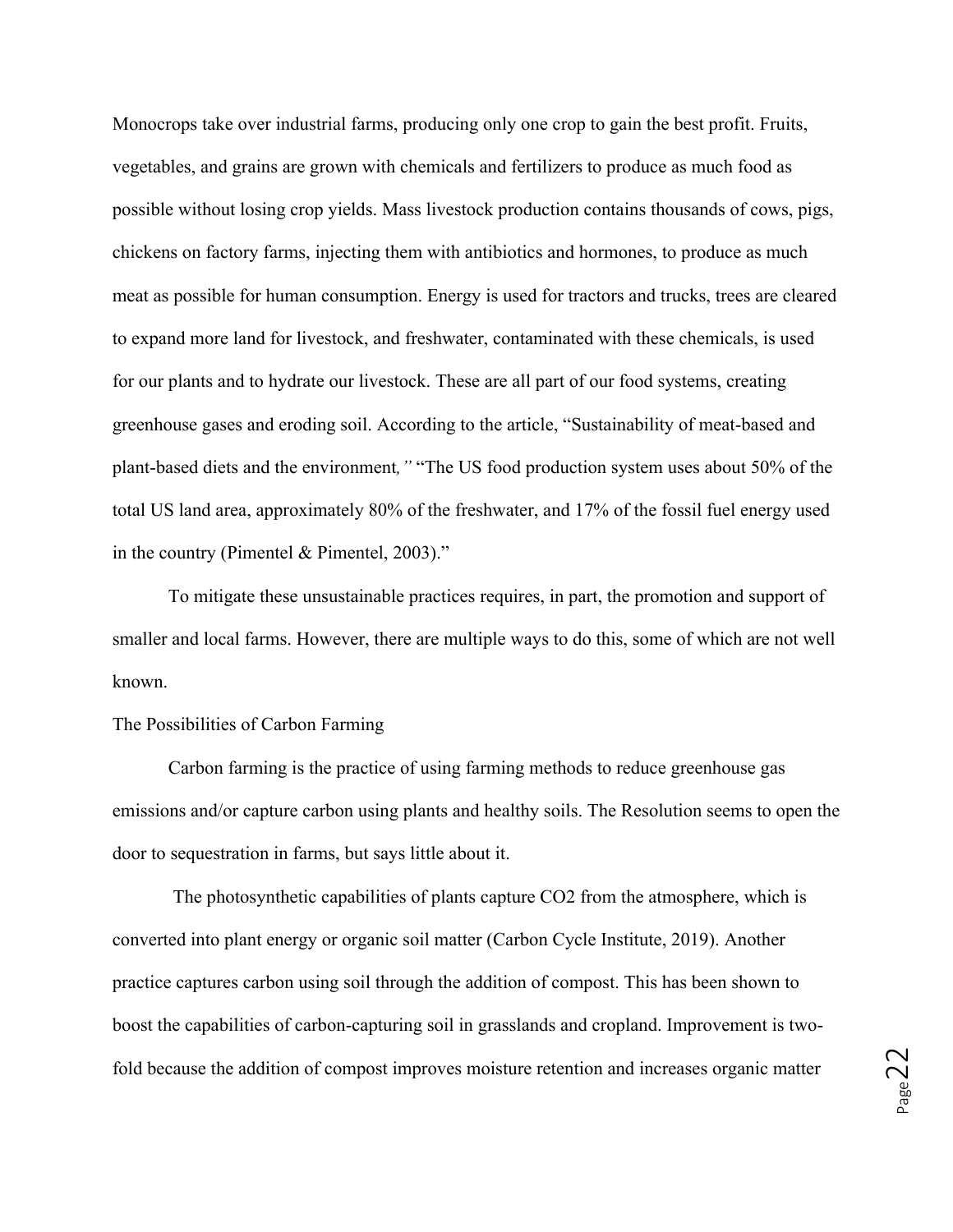Monocrops take over industrial farms, producing only one crop to gain the best profit. Fruits, vegetables, and grains are grown with chemicals and fertilizers to produce as much food as possible without losing crop yields. Mass livestock production contains thousands of cows, pigs, chickens on factory farms, injecting them with antibiotics and hormones, to produce as much meat as possible for human consumption. Energy is used for tractors and trucks, trees are cleared to expand more land for livestock, and freshwater, contaminated with these chemicals, is used for our plants and to hydrate our livestock. These are all part of our food systems, creating greenhouse gases and eroding soil. According to the article, "Sustainability of meat-based and plant-based diets and the environment*,"* "The US food production system uses about 50% of the total US land area, approximately 80% of the freshwater, and 17% of the fossil fuel energy used in the country (Pimentel & Pimentel, 2003)."

To mitigate these unsustainable practices requires, in part, the promotion and support of smaller and local farms. However, there are multiple ways to do this, some of which are not well known.

## The Possibilities of Carbon Farming

Carbon farming is the practice of using farming methods to reduce greenhouse gas emissions and/or capture carbon using plants and healthy soils. The Resolution seems to open the door to sequestration in farms, but says little about it.

The photosynthetic capabilities of plants capture $CO_2$ from the atmosphere, which is converted into plant energy or organic soil matter (Carbon Cycle Institute, 2019). Another practice captures carbon using soil through the addition of compost. This has been shown to boost the capabilities of carbon-capturing soil in grasslands and cropland. Improvement is two-fold because the addition of compost improves moisture retention and increases organic matter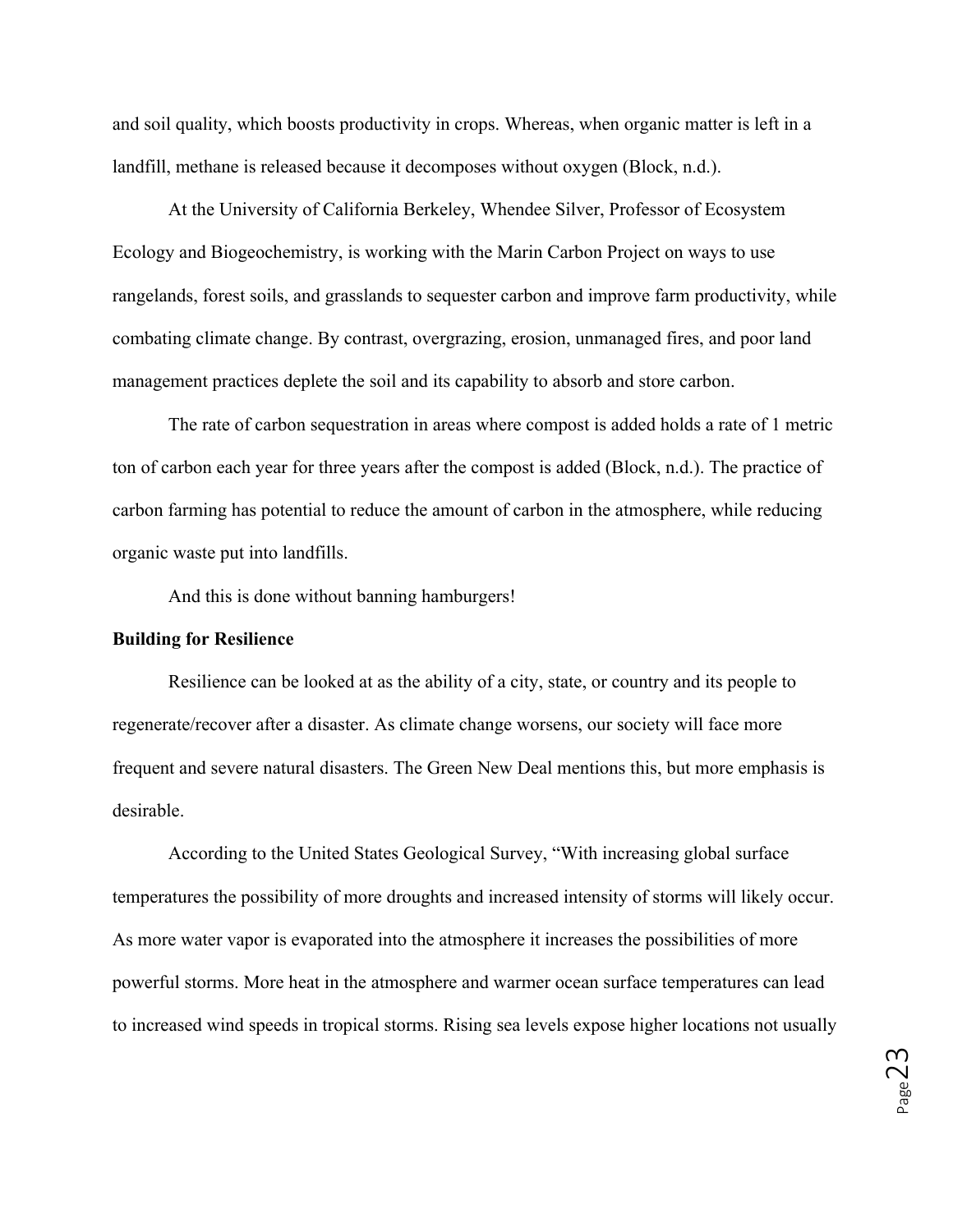and soil quality, which boosts productivity in crops. Whereas, when organic matter is left in a landfill, methane is released because it decomposes without oxygen (Block, n.d.).

At the University of California Berkeley, Whendee Silver, Professor of Ecosystem Ecology and Biogeochemistry, is working with the Marin Carbon Project on ways to use rangelands, forest soils, and grasslands to sequester carbon and improve farm productivity, while combating climate change. By contrast, overgrazing, erosion, unmanaged fires, and poor land management practices deplete the soil and its capability to absorb and store carbon.

The rate of carbon sequestration in areas where compost is added holds a rate of 1 metric ton of carbon each year for three years after the compost is added (Block, n.d.). The practice of carbon farming has potential to reduce the amount of carbon in the atmosphere, while reducing organic waste put into landfills.

And this is done without banning hamburgers!

**Building for Resilience**

Resilience can be looked at as the ability of a city, state, or country and its people to regenerate/recover after a disaster. As climate change worsens, our society will face more frequent and severe natural disasters. The Green New Deal mentions this, but more emphasis is desirable.

According to the United States Geological Survey, "With increasing global surface temperatures the possibility of more droughts and increased intensity of storms will likely occur. As more water vapor is evaporated into the atmosphere it increases the possibilities of more powerful storms. More heat in the atmosphere and warmer ocean surface temperatures can lead to increased wind speeds in tropical storms. Rising sea levels expose higher locations not usually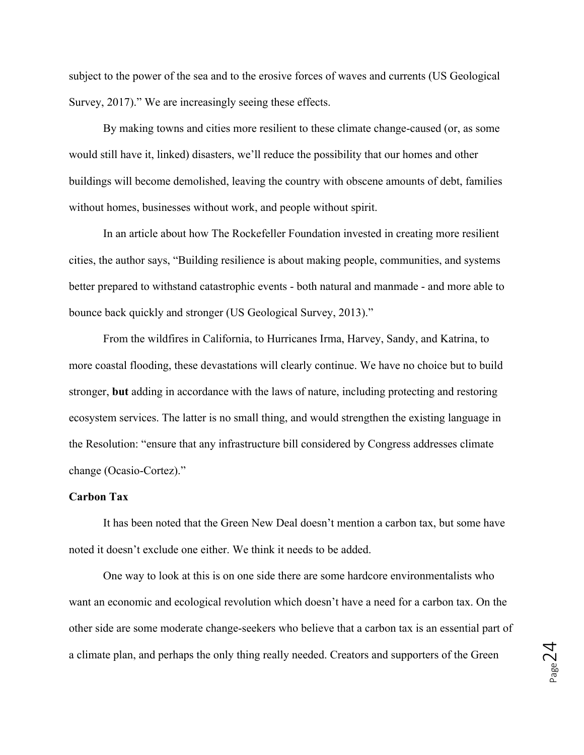subject to the power of the sea and to the erosive forces of waves and currents (US Geological Survey, 2017)." We are increasingly seeing these effects.

By making towns and cities more resilient to these climate change-caused (or, as some would still have it, linked) disasters, we'll reduce the possibility that our homes and other buildings will become demolished, leaving the country with obscene amounts of debt, families without homes, businesses without work, and people without spirit.

In an article about how The Rockefeller Foundation invested in creating more resilient cities, the author says, "Building resilience is about making people, communities, and systems better prepared to withstand catastrophic events - both natural and manmade - and more able to bounce back quickly and stronger (US Geological Survey, 2013)."

From the wildfires in California, to Hurricanes Irma, Harvey, Sandy, and Katrina, to more coastal flooding, these devastations will clearly continue. We have no choice but to build stronger, **but** adding in accordance with the laws of nature, including protecting and restoring ecosystem services. The latter is no small thing, and would strengthen the existing language in the Resolution: "ensure that any infrastructure bill considered by Congress addresses climate change (Ocasio-Cortez)."

**Carbon Tax**

It has been noted that the Green New Deal doesn't mention a carbon tax, but some have noted it doesn't exclude one either. We think it needs to be added.

One way to look at this is on one side there are some hardcore environmentalists who want an economic and ecological revolution which doesn't have a need for a carbon tax. On the other side are some moderate change-seekers who believe that a carbon tax is an essential part of a climate plan, and perhaps the only thing really needed. Creators and supporters of the Green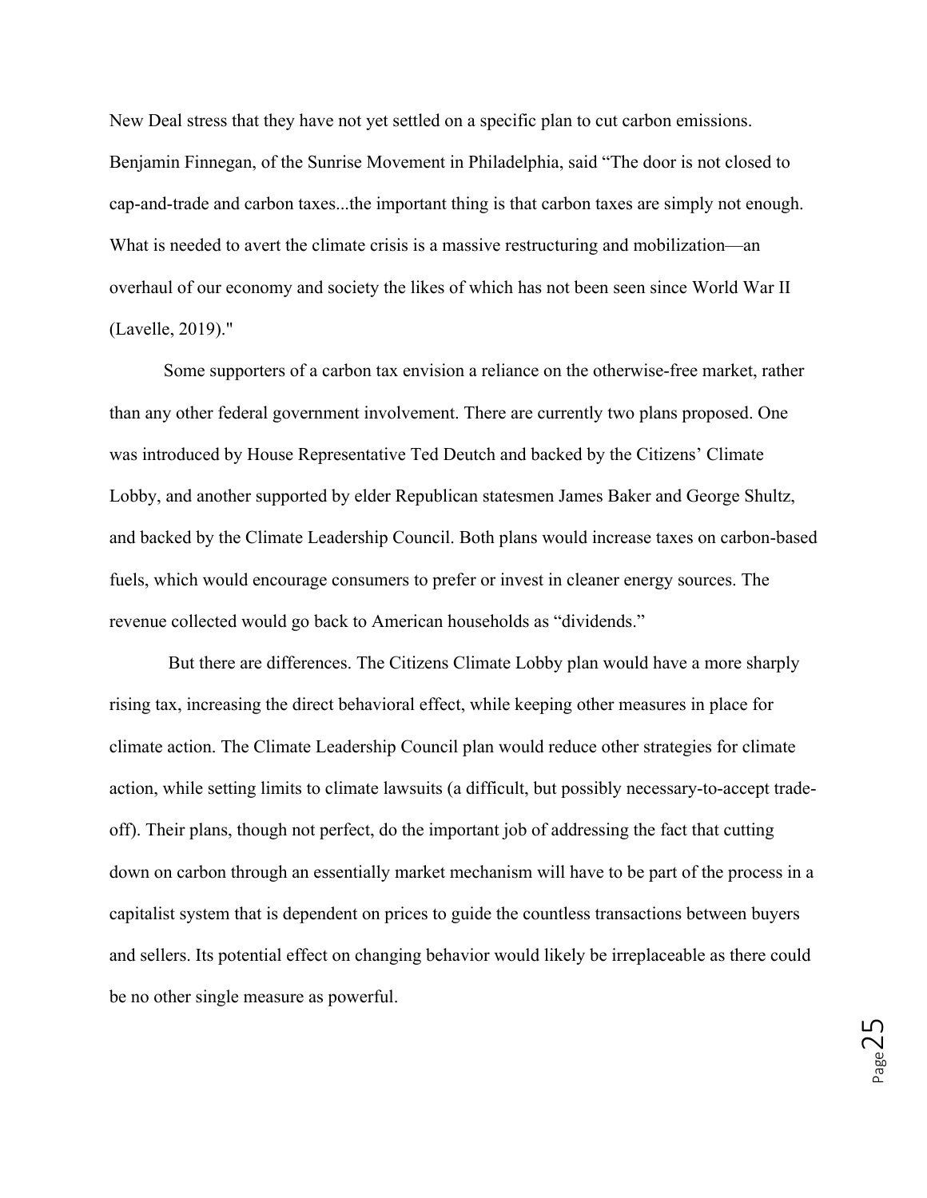New Deal stress that they have not yet settled on a specific plan to cut carbon emissions. Benjamin Finnegan, of the Sunrise Movement in Philadelphia, said "The door is not closed to cap-and-trade and carbon taxes...the important thing is that carbon taxes are simply not enough. What is needed to avert the climate crisis is a massive restructuring and mobilization—an overhaul of our economy and society the likes of which has not been seen since World War II (Lavelle, 2019)."

Some supporters of a carbon tax envision a reliance on the otherwise-free market, rather than any other federal government involvement. There are currently two plans proposed. One was introduced by House Representative Ted Deutch and backed by the Citizens' Climate Lobby, and another supported by elder Republican statesmen James Baker and George Shultz, and backed by the Climate Leadership Council. Both plans would increase taxes on carbon-based fuels, which would encourage consumers to prefer or invest in cleaner energy sources. The revenue collected would go back to American households as "dividends."

But there are differences. The Citizens Climate Lobby plan would have a more sharply rising tax, increasing the direct behavioral effect, while keeping other measures in place for climate action. The Climate Leadership Council plan would reduce other strategies for climate action, while setting limits to climate lawsuits (a difficult, but possibly necessary-to-accept trade-off). Their plans, though not perfect, do the important job of addressing the fact that cutting down on carbon through an essentially market mechanism will have to be part of the process in a capitalist system that is dependent on prices to guide the countless transactions between buyers and sellers. Its potential effect on changing behavior would likely be irreplaceable as there could be no other single measure as powerful.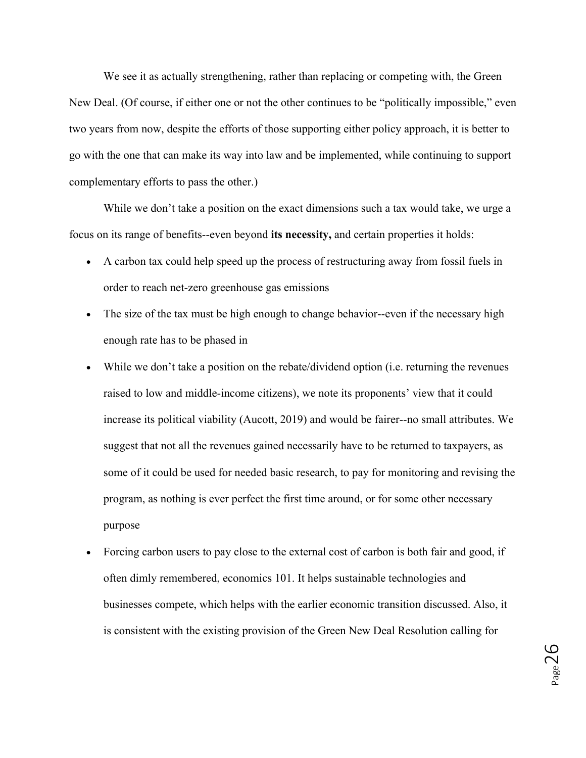We see it as actually strengthening, rather than replacing or competing with, the Green New Deal. (Of course, if either one or not the other continues to be "politically impossible," even two years from now, despite the efforts of those supporting either policy approach, it is better to go with the one that can make its way into law and be implemented, while continuing to support complementary efforts to pass the other.)

While we don't take a position on the exact dimensions such a tax would take, we urge a focus on its range of benefits--even beyond **its necessity,** and certain properties it holds:

- A carbon tax could help speed up the process of restructuring away from fossil fuels in order to reach net-zero greenhouse gas emissions
- The size of the tax must be high enough to change behavior--even if the necessary high enough rate has to be phased in
- While we don't take a position on the rebate/dividend option (i.e. returning the revenues raised to low and middle-income citizens), we note its proponents' view that it could increase its political viability (Aucott, 2019) and would be fairer--no small attributes. We suggest that not all the revenues gained necessarily have to be returned to taxpayers, as some of it could be used for needed basic research, to pay for monitoring and revising the program, as nothing is ever perfect the first time around, or for some other necessary purpose
- Forcing carbon users to pay close to the external cost of carbon is both fair and good, if often dimly remembered, economics 101. It helps sustainable technologies and businesses compete, which helps with the earlier economic transition discussed. Also, it is consistent with the existing provision of the Green New Deal Resolution calling for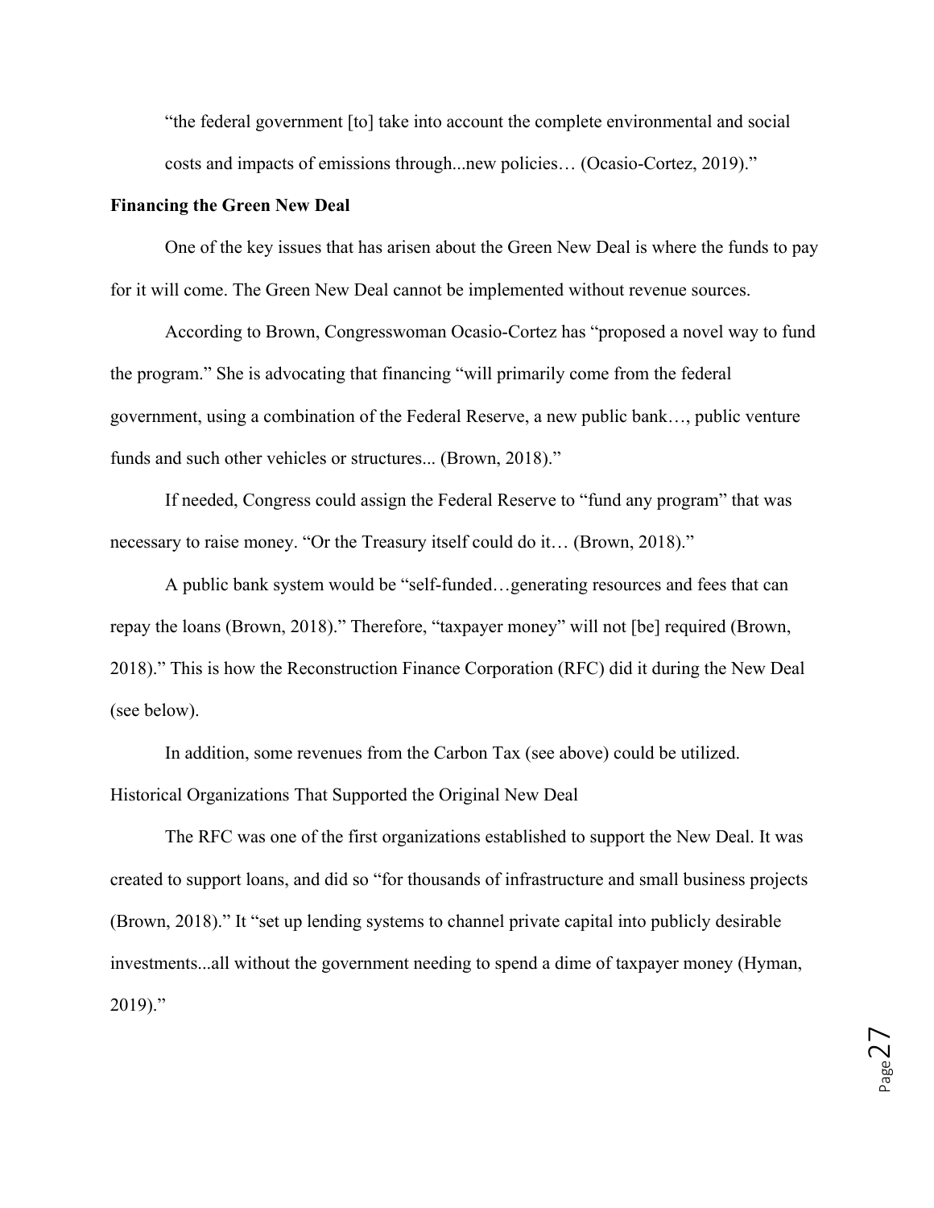"the federal government [to] take into account the complete environmental and social costs and impacts of emissions through...new policies… (Ocasio-Cortez, 2019)."

**Financing the Green New Deal**

One of the key issues that has arisen about the Green New Deal is where the funds to pay for it will come. The Green New Deal cannot be implemented without revenue sources.

According to Brown, Congresswoman Ocasio-Cortez has "proposed a novel way to fund the program." She is advocating that financing "will primarily come from the federal government, using a combination of the Federal Reserve, a new public bank…, public venture funds and such other vehicles or structures... (Brown, 2018)."

If needed, Congress could assign the Federal Reserve to "fund any program" that was necessary to raise money. "Or the Treasury itself could do it… (Brown, 2018)."

A public bank system would be "self-funded…generating resources and fees that can repay the loans (Brown, 2018)." Therefore, "taxpayer money" will not [be] required (Brown, 2018)." This is how the Reconstruction Finance Corporation (RFC) did it during the New Deal (see below).

In addition, some revenues from the Carbon Tax (see above) could be utilized.

Historical Organizations That Supported the Original New Deal

The RFC was one of the first organizations established to support the New Deal. It was created to support loans, and did so "for thousands of infrastructure and small business projects (Brown, 2018)." It "set up lending systems to channel private capital into publicly desirable investments...all without the government needing to spend a dime of taxpayer money (Hyman, 2019)."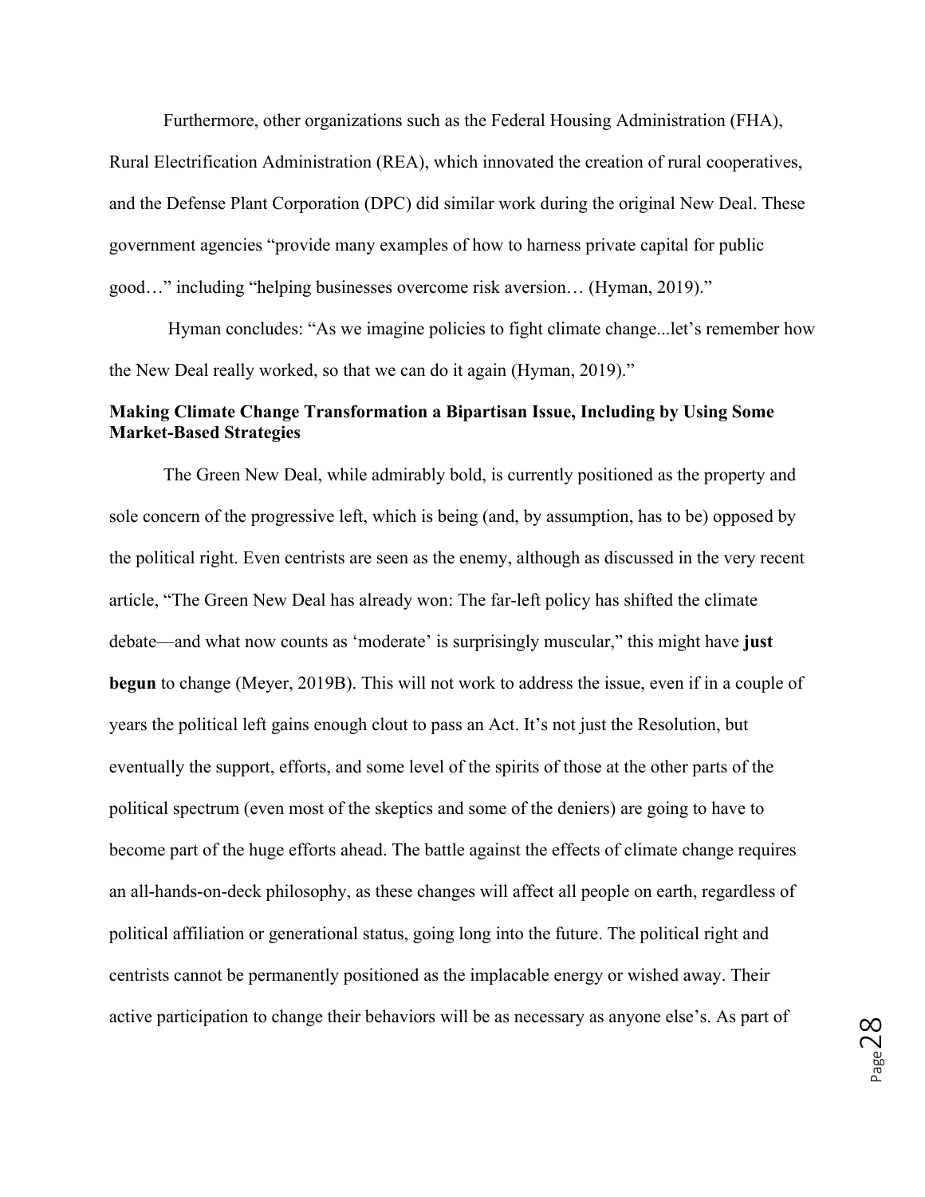Furthermore, other organizations such as the Federal Housing Administration (FHA), Rural Electrification Administration (REA), which innovated the creation of rural cooperatives, and the Defense Plant Corporation (DPC) did similar work during the original New Deal. These government agencies "provide many examples of how to harness private capital for public good…" including "helping businesses overcome risk aversion… (Hyman, 2019)."

Hyman concludes: "As we imagine policies to fight climate change...let's remember how the New Deal really worked, so that we can do it again (Hyman, 2019)."

**Making Climate Change Transformation a Bipartisan Issue, Including by Using Some Market-Based Strategies**

The Green New Deal, while admirably bold, is currently positioned as the property and sole concern of the progressive left, which is being (and, by assumption, has to be) opposed by the political right. Even centrists are seen as the enemy, although as discussed in the very recent article, "The Green New Deal has already won: The far-left policy has shifted the climate debate—and what now counts as 'moderate' is surprisingly muscular," this might have **just begun** to change (Meyer, 2019B). This will not work to address the issue, even if in a couple of years the political left gains enough clout to pass an Act. It's not just the Resolution, but eventually the support, efforts, and some level of the spirits of those at the other parts of the political spectrum (even most of the skeptics and some of the deniers) are going to have to become part of the huge efforts ahead. The battle against the effects of climate change requires an all-hands-on-deck philosophy, as these changes will affect all people on earth, regardless of political affiliation or generational status, going long into the future. The political right and centrists cannot be permanently positioned as the implacable energy or wished away. Their active participation to change their behaviors will be as necessary as anyone else's. As part of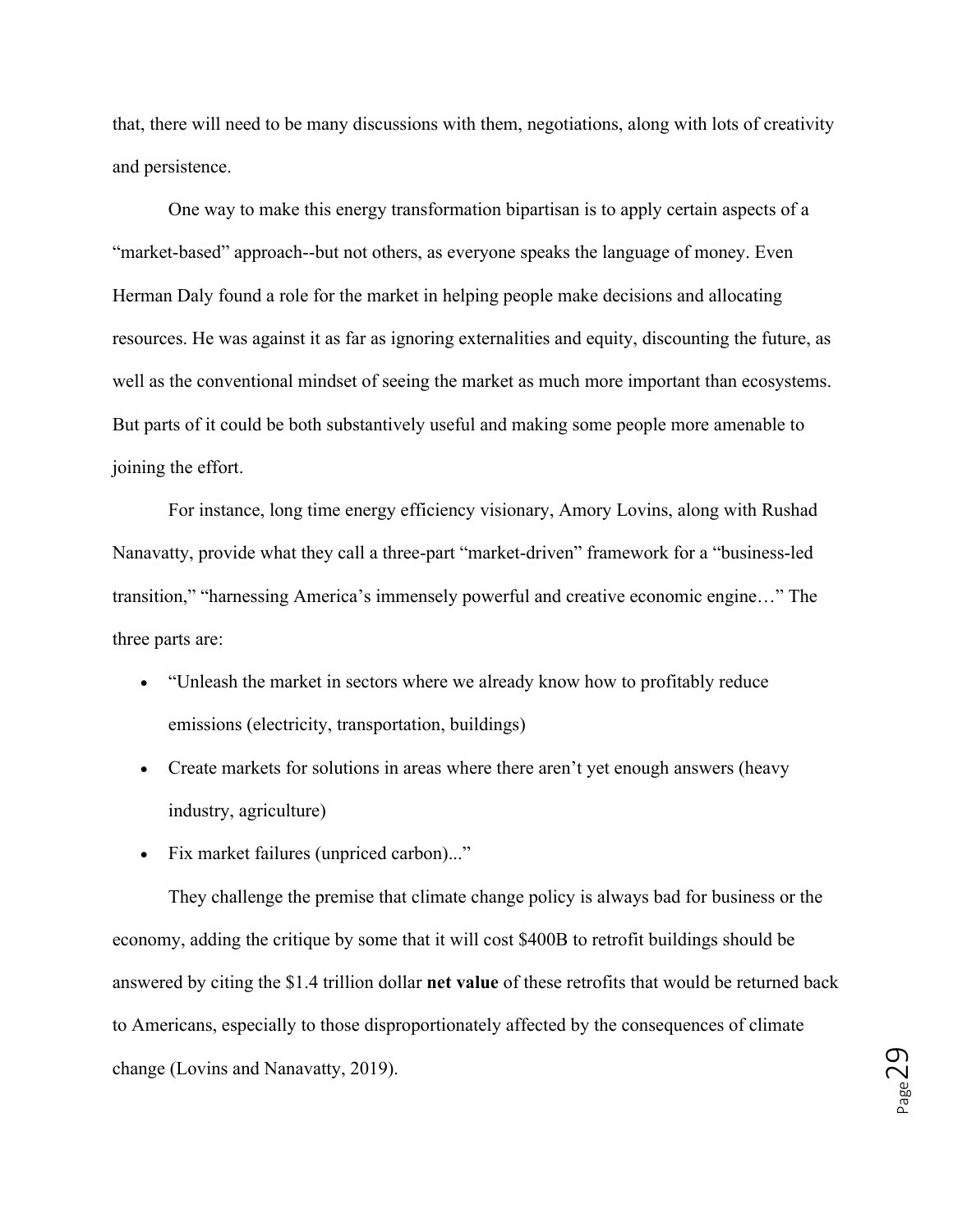that, there will need to be many discussions with them, negotiations, along with lots of creativity and persistence.

One way to make this energy transformation bipartisan is to apply certain aspects of a "market-based" approach--but not others, as everyone speaks the language of money. Even Herman Daly found a role for the market in helping people make decisions and allocating resources. He was against it as far as ignoring externalities and equity, discounting the future, as well as the conventional mindset of seeing the market as much more important than ecosystems. But parts of it could be both substantively useful and making some people more amenable to joining the effort.

For instance, long time energy efficiency visionary, Amory Lovins, along with Rushad Nanavatty, provide what they call a three-part "market-driven" framework for a "business-led transition," "harnessing America's immensely powerful and creative economic engine…" The three parts are:

- "Unleash the market in sectors where we already know how to profitably reduce emissions (electricity, transportation, buildings)
- Create markets for solutions in areas where there aren't yet enough answers (heavy industry, agriculture)
- Fix market failures (unpriced carbon)..."

They challenge the premise that climate change policy is always bad for business or the economy, adding the critique by some that it will cost $400B to retrofit buildings should be answered by citing the $1.4 trillion dollar **net value** of these retrofits that would be returned back to Americans, especially to those disproportionately affected by the consequences of climate change (Lovins and Nanavatty, 2019).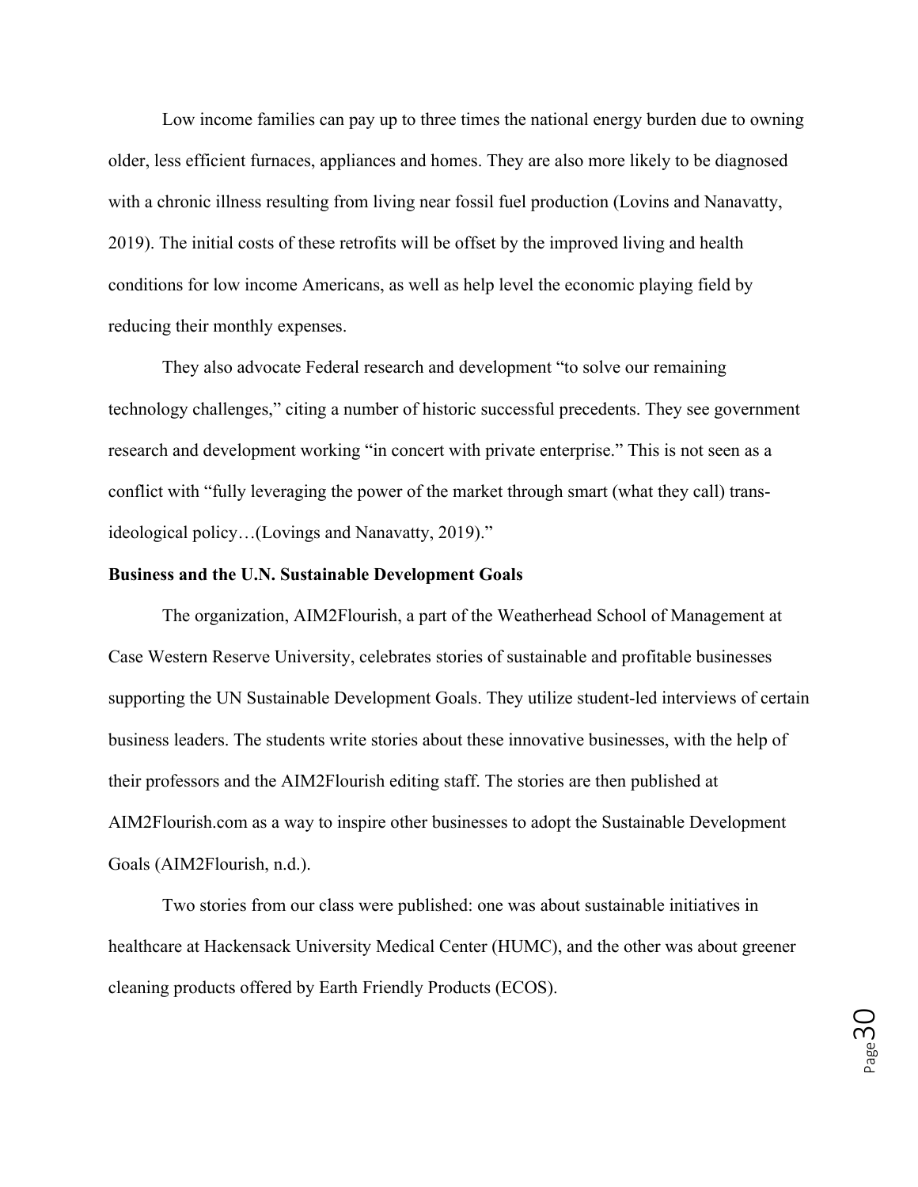Low income families can pay up to three times the national energy burden due to owning older, less efficient furnaces, appliances and homes. They are also more likely to be diagnosed with a chronic illness resulting from living near fossil fuel production (Lovins and Nanavatty, 2019). The initial costs of these retrofits will be offset by the improved living and health conditions for low income Americans, as well as help level the economic playing field by reducing their monthly expenses.

They also advocate Federal research and development "to solve our remaining technology challenges," citing a number of historic successful precedents. They see government research and development working "in concert with private enterprise." This is not seen as a conflict with "fully leveraging the power of the market through smart (what they call) trans-ideological policy…(Lovings and Nanavatty, 2019)."

**Business and the U.N. Sustainable Development Goals**

The organization, AIM2Flourish, a part of the Weatherhead School of Management at Case Western Reserve University, celebrates stories of sustainable and profitable businesses supporting the UN Sustainable Development Goals. They utilize student-led interviews of certain business leaders. The students write stories about these innovative businesses, with the help of their professors and the AIM2Flourish editing staff. The stories are then published at AIM2Flourish.com as a way to inspire other businesses to adopt the Sustainable Development Goals (AIM2Flourish, n.d.).

Two stories from our class were published: one was about sustainable initiatives in healthcare at Hackensack University Medical Center (HUMC), and the other was about greener cleaning products offered by Earth Friendly Products (ECOS).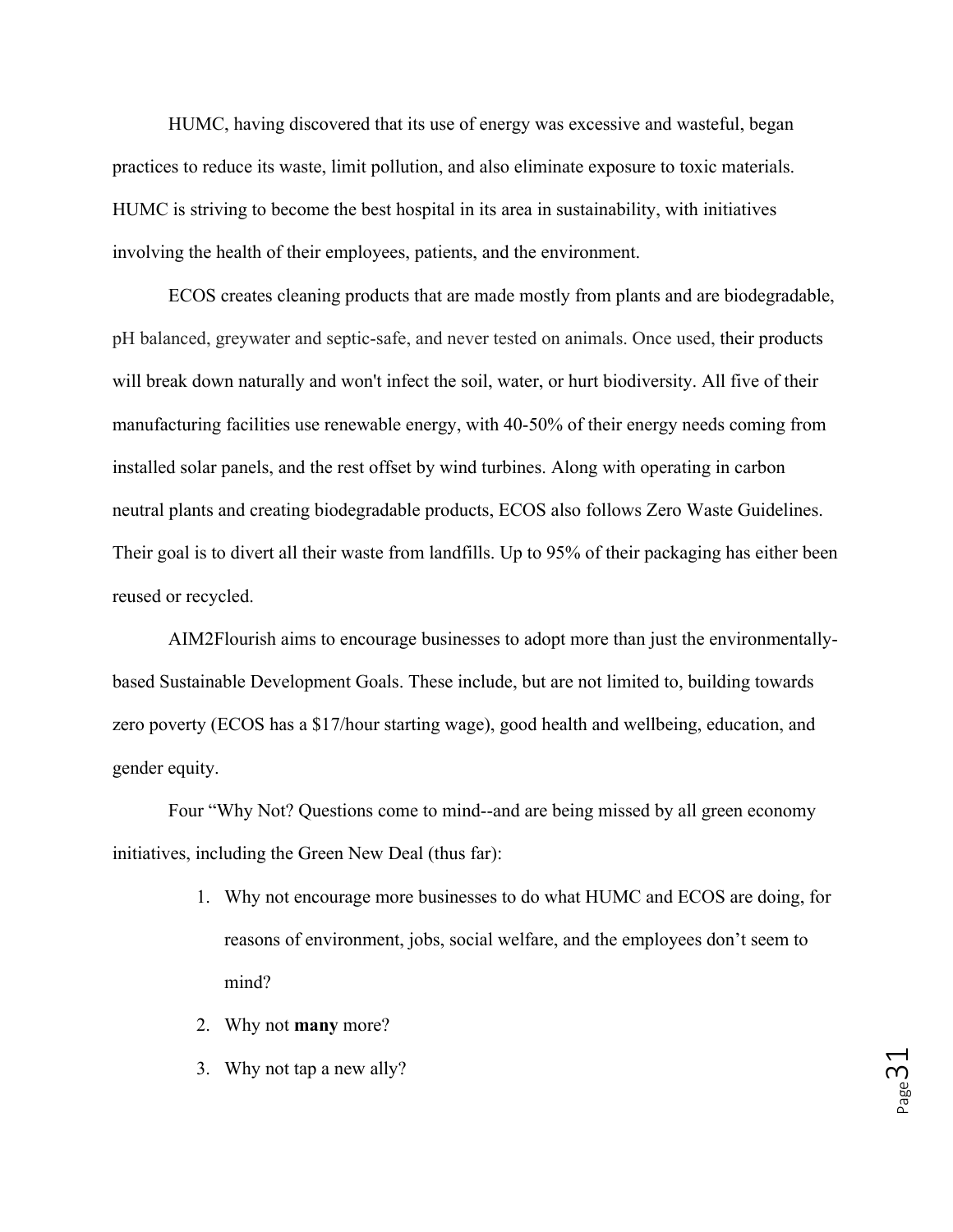HUMC, having discovered that its use of energy was excessive and wasteful, began practices to reduce its waste, limit pollution, and also eliminate exposure to toxic materials. HUMC is striving to become the best hospital in its area in sustainability, with initiatives involving the health of their employees, patients, and the environment.

ECOS creates cleaning products that are made mostly from plants and are biodegradable, pH balanced, greywater and septic-safe, and never tested on animals. Once used, their products will break down naturally and won't infect the soil, water, or hurt biodiversity. All five of their manufacturing facilities use renewable energy, with 40-50% of their energy needs coming from installed solar panels, and the rest offset by wind turbines. Along with operating in carbon neutral plants and creating biodegradable products, ECOS also follows Zero Waste Guidelines. Their goal is to divert all their waste from landfills. Up to 95% of their packaging has either been reused or recycled.

AIM2Flourish aims to encourage businesses to adopt more than just the environmentally-based Sustainable Development Goals. These include, but are not limited to, building towards zero poverty (ECOS has a $17/hour starting wage), good health and wellbeing, education, and gender equity.

Four "Why Not? Questions come to mind--and are being missed by all green economy initiatives, including the Green New Deal (thus far):

1. Why not encourage more businesses to do what HUMC and ECOS are doing, for reasons of environment, jobs, social welfare, and the employees don't seem to mind?
2. Why not **many** more?
3. Why not tap a new ally?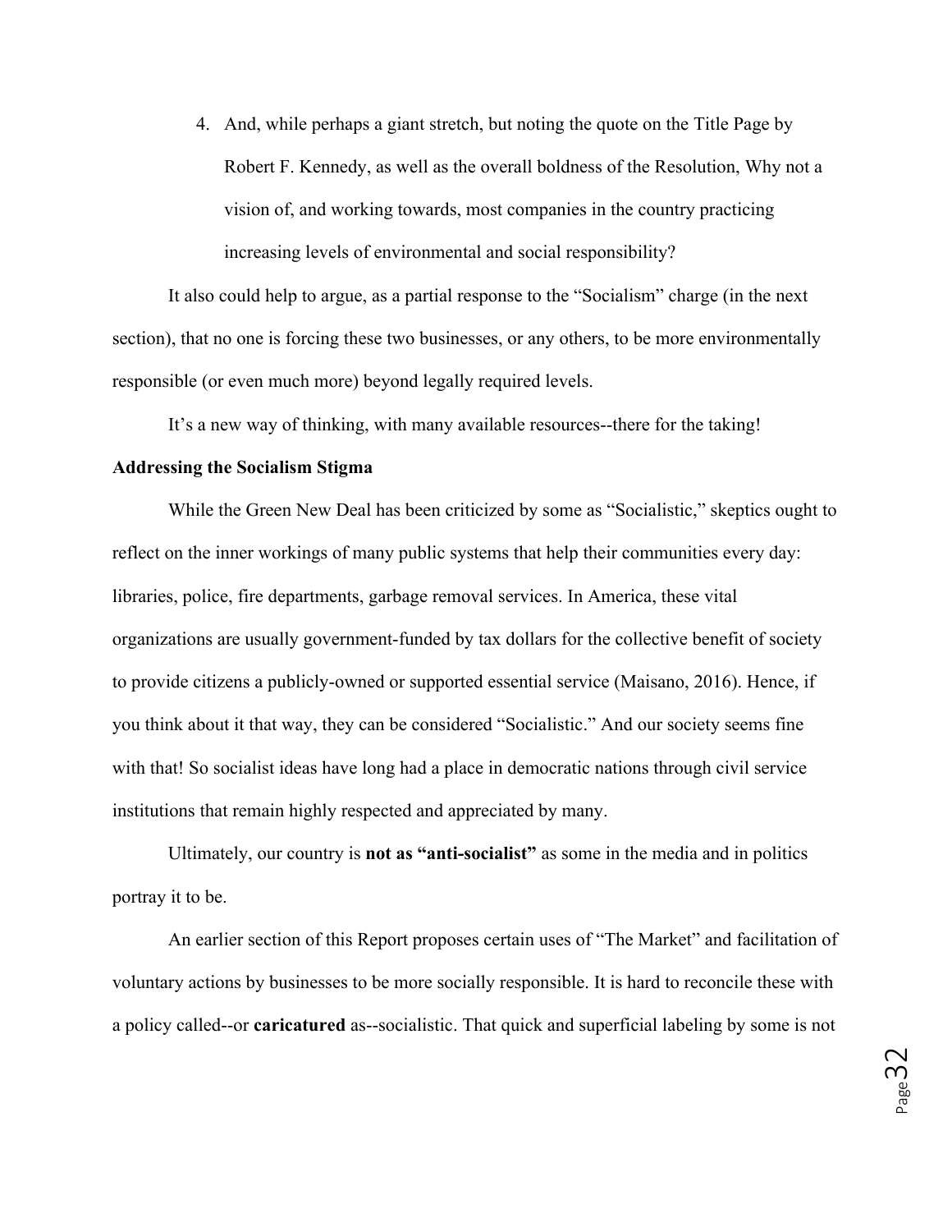4. And, while perhaps a giant stretch, but noting the quote on the Title Page by Robert F. Kennedy, as well as the overall boldness of the Resolution, Why not a vision of, and working towards, most companies in the country practicing increasing levels of environmental and social responsibility?

It also could help to argue, as a partial response to the "Socialism" charge (in the next section), that no one is forcing these two businesses, or any others, to be more environmentally responsible (or even much more) beyond legally required levels.

It's a new way of thinking, with many available resources--there for the taking!

**Addressing the Socialism Stigma**

While the Green New Deal has been criticized by some as "Socialistic," skeptics ought to reflect on the inner workings of many public systems that help their communities every day: libraries, police, fire departments, garbage removal services. In America, these vital organizations are usually government-funded by tax dollars for the collective benefit of society to provide citizens a publicly-owned or supported essential service (Maisano, 2016). Hence, if you think about it that way, they can be considered "Socialistic." And our society seems fine with that! So socialist ideas have long had a place in democratic nations through civil service institutions that remain highly respected and appreciated by many.

Ultimately, our country is **not as "anti-socialist"** as some in the media and in politics portray it to be.

An earlier section of this Report proposes certain uses of "The Market" and facilitation of voluntary actions by businesses to be more socially responsible. It is hard to reconcile these with a policy called--or **caricatured** as--socialistic. That quick and superficial labeling by some is not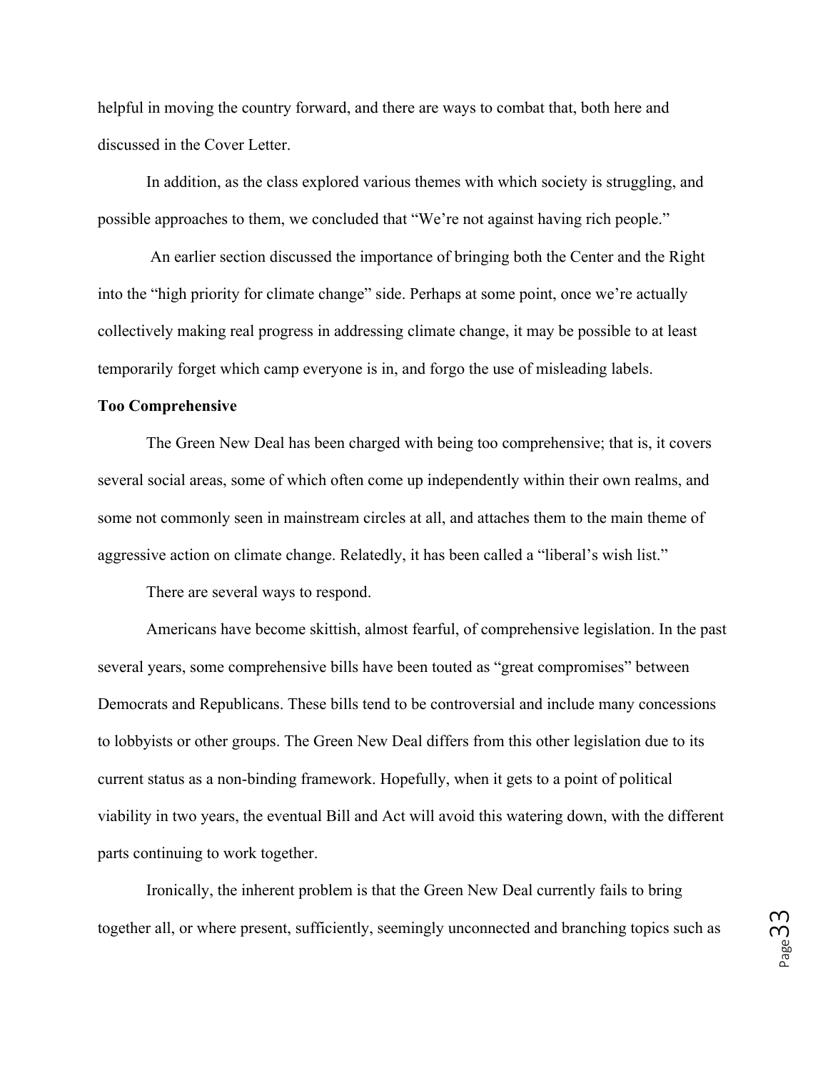helpful in moving the country forward, and there are ways to combat that, both here and discussed in the Cover Letter.

In addition, as the class explored various themes with which society is struggling, and possible approaches to them, we concluded that "We're not against having rich people."

An earlier section discussed the importance of bringing both the Center and the Right into the "high priority for climate change" side. Perhaps at some point, once we're actually collectively making real progress in addressing climate change, it may be possible to at least temporarily forget which camp everyone is in, and forgo the use of misleading labels.

**Too Comprehensive**

The Green New Deal has been charged with being too comprehensive; that is, it covers several social areas, some of which often come up independently within their own realms, and some not commonly seen in mainstream circles at all, and attaches them to the main theme of aggressive action on climate change. Relatedly, it has been called a "liberal's wish list."

There are several ways to respond.

Americans have become skittish, almost fearful, of comprehensive legislation. In the past several years, some comprehensive bills have been touted as "great compromises" between Democrats and Republicans. These bills tend to be controversial and include many concessions to lobbyists or other groups. The Green New Deal differs from this other legislation due to its current status as a non-binding framework. Hopefully, when it gets to a point of political viability in two years, the eventual Bill and Act will avoid this watering down, with the different parts continuing to work together.

Ironically, the inherent problem is that the Green New Deal currently fails to bring together all, or where present, sufficiently, seemingly unconnected and branching topics such as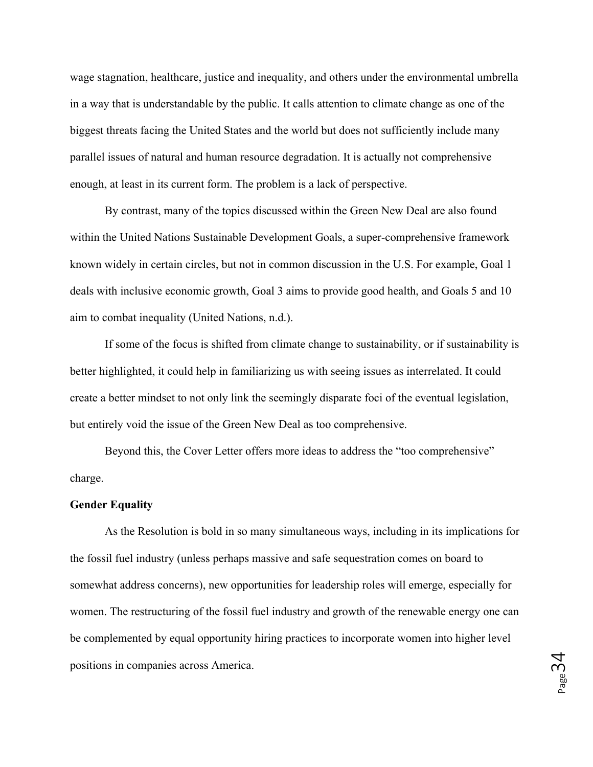wage stagnation, healthcare, justice and inequality, and others under the environmental umbrella in a way that is understandable by the public. It calls attention to climate change as one of the biggest threats facing the United States and the world but does not sufficiently include many parallel issues of natural and human resource degradation. It is actually not comprehensive enough, at least in its current form. The problem is a lack of perspective.

By contrast, many of the topics discussed within the Green New Deal are also found within the United Nations Sustainable Development Goals, a super-comprehensive framework known widely in certain circles, but not in common discussion in the U.S. For example, Goal 1 deals with inclusive economic growth, Goal 3 aims to provide good health, and Goals 5 and 10 aim to combat inequality (United Nations, n.d.).

If some of the focus is shifted from climate change to sustainability, or if sustainability is better highlighted, it could help in familiarizing us with seeing issues as interrelated. It could create a better mindset to not only link the seemingly disparate foci of the eventual legislation, but entirely void the issue of the Green New Deal as too comprehensive.

Beyond this, the Cover Letter offers more ideas to address the "too comprehensive" charge.

**Gender Equality**

As the Resolution is bold in so many simultaneous ways, including in its implications for the fossil fuel industry (unless perhaps massive and safe sequestration comes on board to somewhat address concerns), new opportunities for leadership roles will emerge, especially for women. The restructuring of the fossil fuel industry and growth of the renewable energy one can be complemented by equal opportunity hiring practices to incorporate women into higher level positions in companies across America.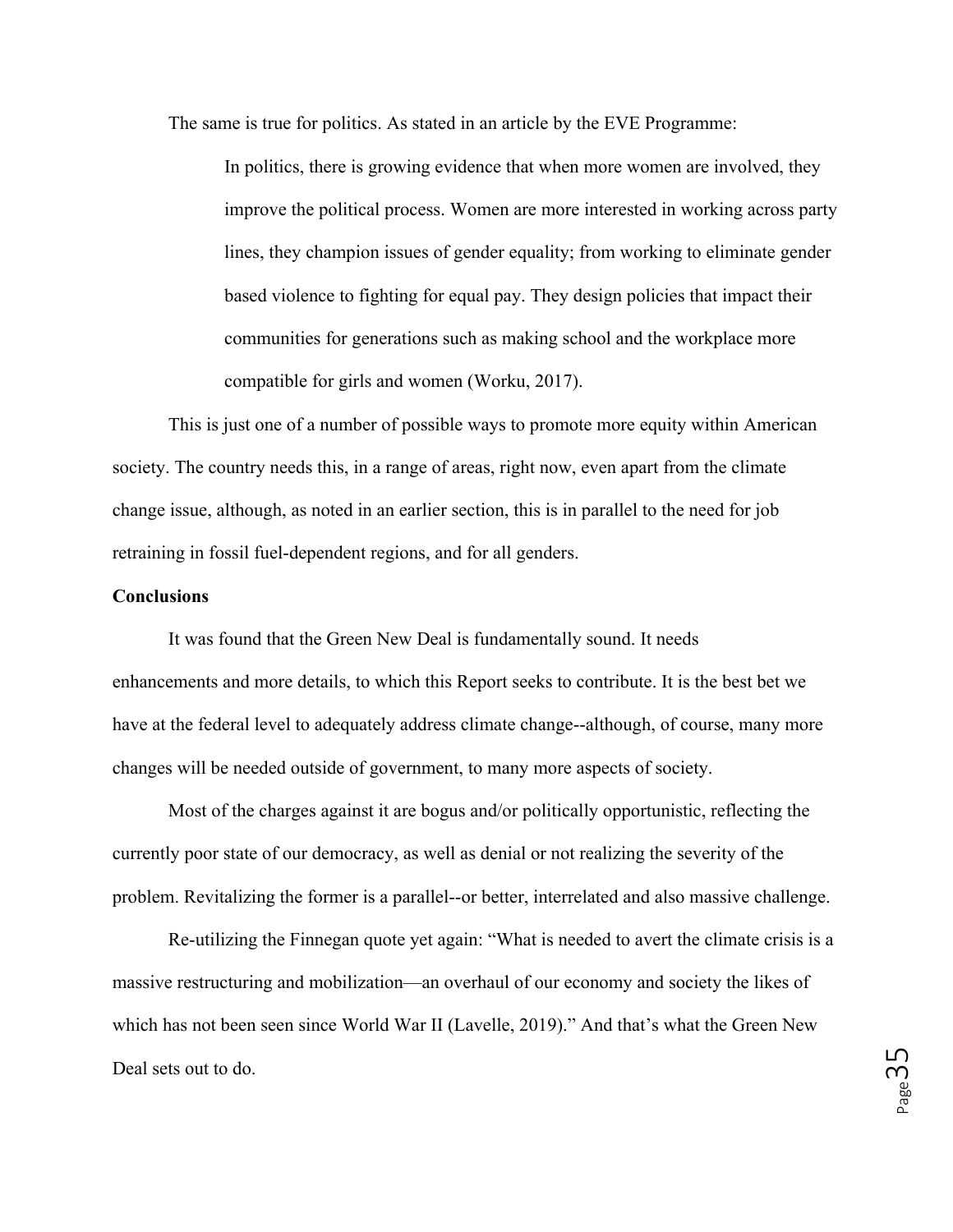The same is true for politics. As stated in an article by the EVE Programme:

> In politics, there is growing evidence that when more women are involved, they improve the political process. Women are more interested in working across party lines, they champion issues of gender equality; from working to eliminate gender based violence to fighting for equal pay. They design policies that impact their communities for generations such as making school and the workplace more compatible for girls and women (Worku, 2017).

This is just one of a number of possible ways to promote more equity within American society. The country needs this, in a range of areas, right now, even apart from the climate change issue, although, as noted in an earlier section, this is in parallel to the need for job retraining in fossil fuel-dependent regions, and for all genders.

**Conclusions**

It was found that the Green New Deal is fundamentally sound. It needs enhancements and more details, to which this Report seeks to contribute. It is the best bet we have at the federal level to adequately address climate change--although, of course, many more changes will be needed outside of government, to many more aspects of society.

Most of the charges against it are bogus and/or politically opportunistic, reflecting the currently poor state of our democracy, as well as denial or not realizing the severity of the problem. Revitalizing the former is a parallel--or better, interrelated and also massive challenge.

Re-utilizing the Finnegan quote yet again: "What is needed to avert the climate crisis is a massive restructuring and mobilization—an overhaul of our economy and society the likes of which has not been seen since World War II (Lavelle, 2019)." And that's what the Green New Deal sets out to do.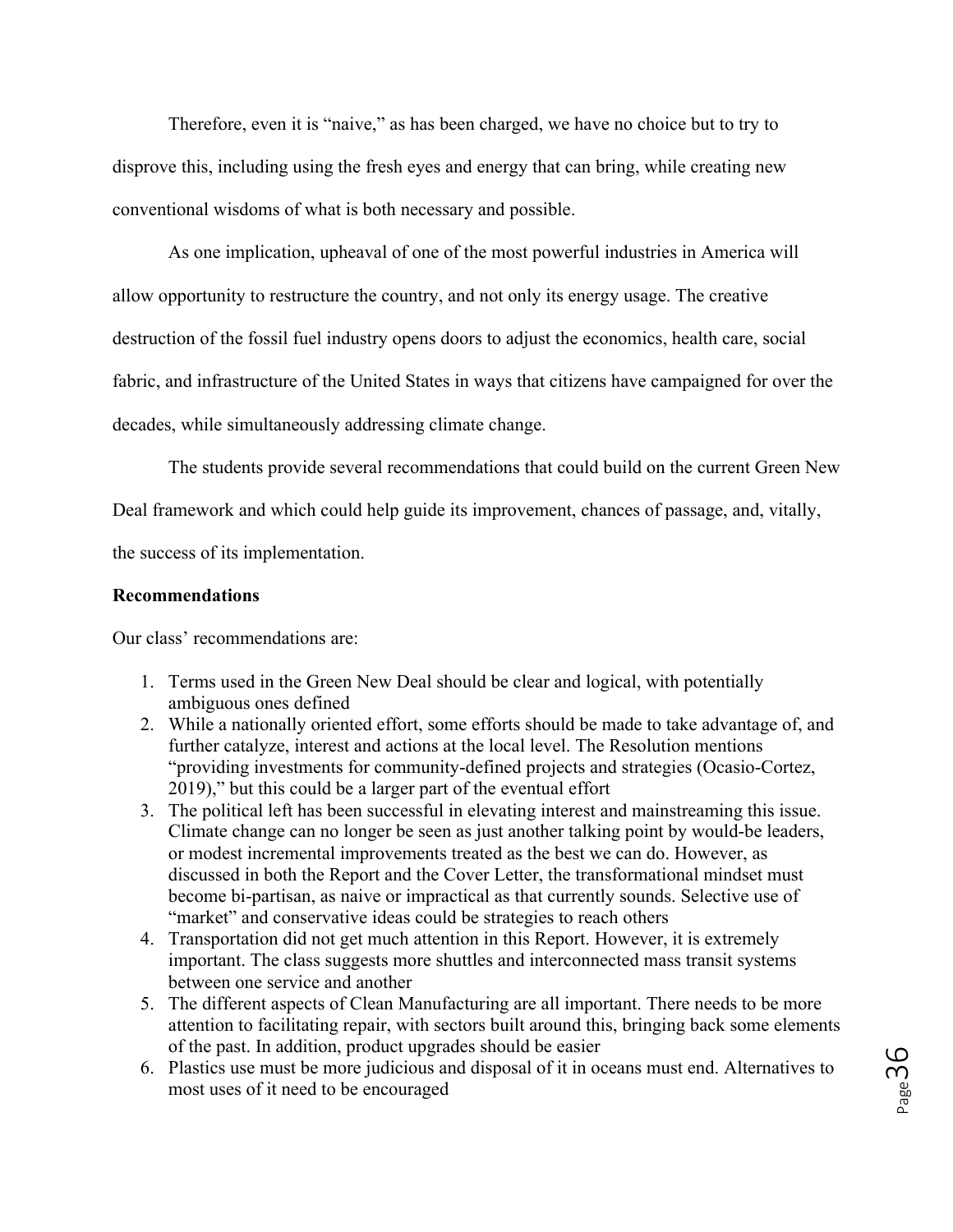Therefore, even it is "naive," as has been charged, we have no choice but to try to disprove this, including using the fresh eyes and energy that can bring, while creating new conventional wisdoms of what is both necessary and possible.

As one implication, upheaval of one of the most powerful industries in America will allow opportunity to restructure the country, and not only its energy usage. The creative destruction of the fossil fuel industry opens doors to adjust the economics, health care, social fabric, and infrastructure of the United States in ways that citizens have campaigned for over the decades, while simultaneously addressing climate change.

The students provide several recommendations that could build on the current Green New Deal framework and which could help guide its improvement, chances of passage, and, vitally, the success of its implementation.

**Recommendations**

Our class' recommendations are:

1. Terms used in the Green New Deal should be clear and logical, with potentially ambiguous ones defined
2. While a nationally oriented effort, some efforts should be made to take advantage of, and further catalyze, interest and actions at the local level. The Resolution mentions "providing investments for community-defined projects and strategies (Ocasio-Cortez, 2019)," but this could be a larger part of the eventual effort
3. The political left has been successful in elevating interest and mainstreaming this issue. Climate change can no longer be seen as just another talking point by would-be leaders, or modest incremental improvements treated as the best we can do. However, as discussed in both the Report and the Cover Letter, the transformational mindset must become bi-partisan, as naive or impractical as that currently sounds. Selective use of "market" and conservative ideas could be strategies to reach others
4. Transportation did not get much attention in this Report. However, it is extremely important. The class suggests more shuttles and interconnected mass transit systems between one service and another
5. The different aspects of Clean Manufacturing are all important. There needs to be more attention to facilitating repair, with sectors built around this, bringing back some elements of the past. In addition, product upgrades should be easier
6. Plastics use must be more judicious and disposal of it in oceans must end. Alternatives to most uses of it need to be encouraged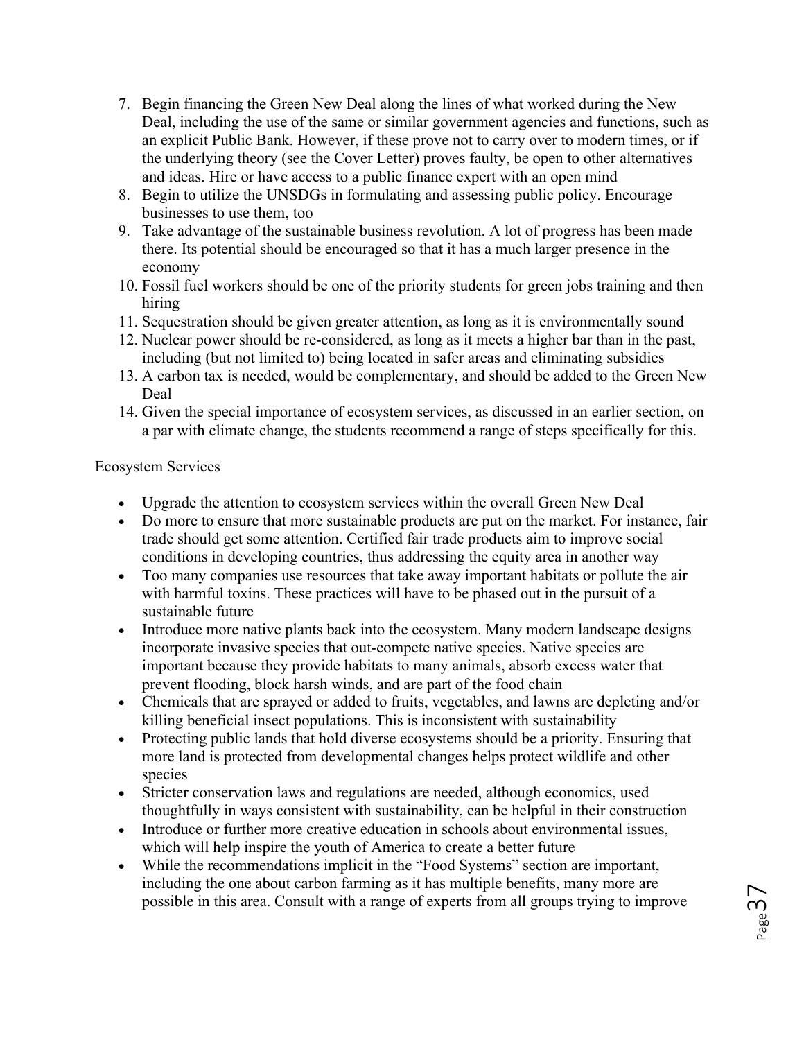7. Begin financing the Green New Deal along the lines of what worked during the New Deal, including the use of the same or similar government agencies and functions, such as an explicit Public Bank. However, if these prove not to carry over to modern times, or if the underlying theory (see the Cover Letter) proves faulty, be open to other alternatives and ideas. Hire or have access to a public finance expert with an open mind
8. Begin to utilize the UNSDGs in formulating and assessing public policy. Encourage businesses to use them, too
9. Take advantage of the sustainable business revolution. A lot of progress has been made there. Its potential should be encouraged so that it has a much larger presence in the economy
10. Fossil fuel workers should be one of the priority students for green jobs training and then hiring
11. Sequestration should be given greater attention, as long as it is environmentally sound
12. Nuclear power should be re-considered, as long as it meets a higher bar than in the past, including (but not limited to) being located in safer areas and eliminating subsidies
13. A carbon tax is needed, would be complementary, and should be added to the Green New Deal
14. Given the special importance of ecosystem services, as discussed in an earlier section, on a par with climate change, the students recommend a range of steps specifically for this.

Ecosystem Services

- Upgrade the attention to ecosystem services within the overall Green New Deal
- Do more to ensure that more sustainable products are put on the market. For instance, fair trade should get some attention. Certified fair trade products aim to improve social conditions in developing countries, thus addressing the equity area in another way
- Too many companies use resources that take away important habitats or pollute the air with harmful toxins. These practices will have to be phased out in the pursuit of a sustainable future
- Introduce more native plants back into the ecosystem. Many modern landscape designs incorporate invasive species that out-compete native species. Native species are important because they provide habitats to many animals, absorb excess water that prevent flooding, block harsh winds, and are part of the food chain
- Chemicals that are sprayed or added to fruits, vegetables, and lawns are depleting and/or killing beneficial insect populations. This is inconsistent with sustainability
- Protecting public lands that hold diverse ecosystems should be a priority. Ensuring that more land is protected from developmental changes helps protect wildlife and other species
- Stricter conservation laws and regulations are needed, although economics, used thoughtfully in ways consistent with sustainability, can be helpful in their construction
- Introduce or further more creative education in schools about environmental issues, which will help inspire the youth of America to create a better future
- While the recommendations implicit in the "Food Systems" section are important, including the one about carbon farming as it has multiple benefits, many more are possible in this area. Consult with a range of experts from all groups trying to improve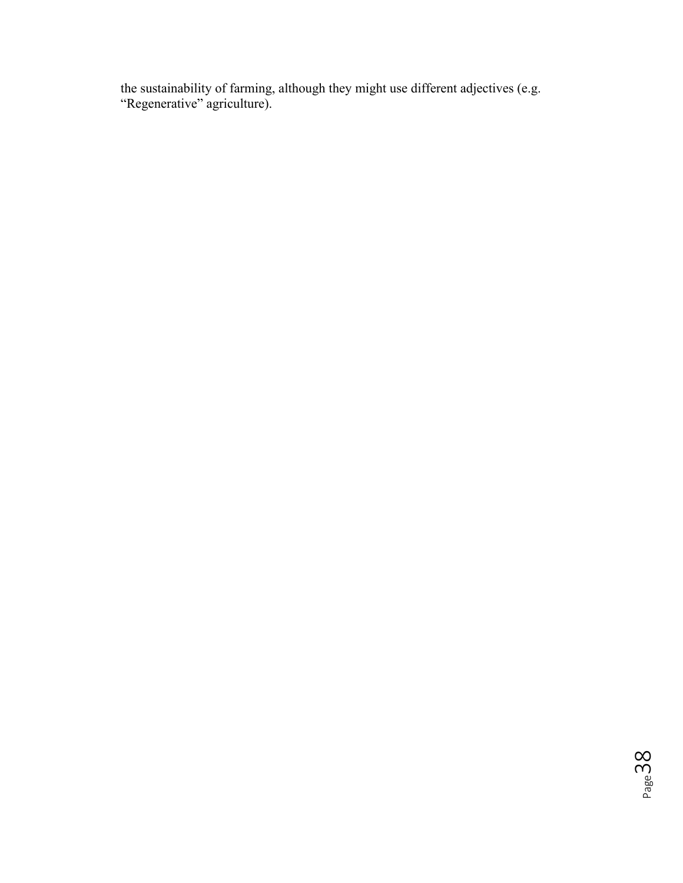the sustainability of farming, although they might use different adjectives (e.g. "Regenerative" agriculture).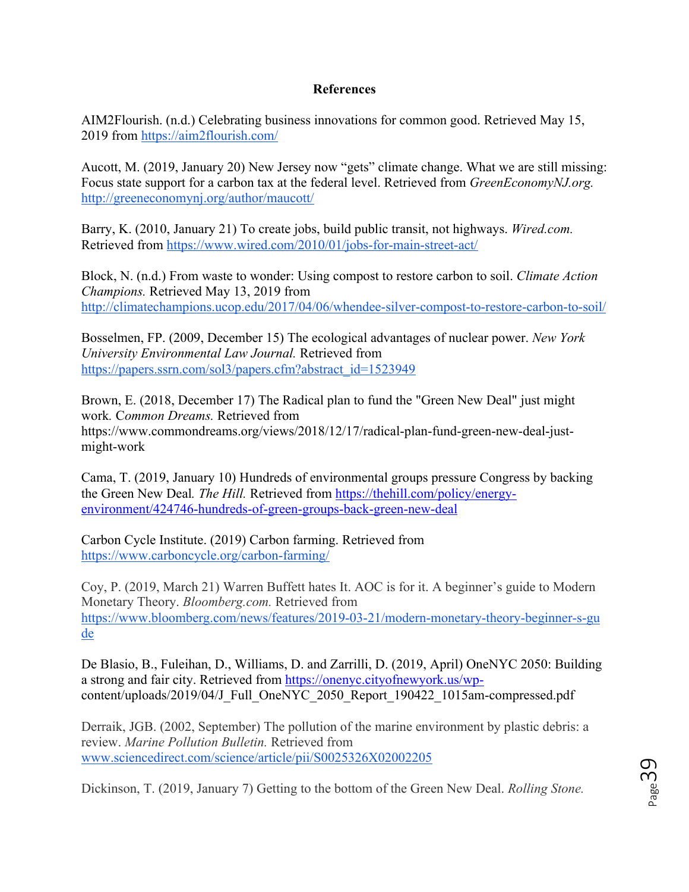**References**

AIM2Flourish. (n.d.) Celebrating business innovations for common good. Retrieved May 15, 2019 from https://aim2flourish.com/

Aucott, M. (2019, January 20) New Jersey now "gets" climate change. What we are still missing: Focus state support for a carbon tax at the federal level. Retrieved from *GreenEconomyNJ.org.* http://greeneconomynj.org/author/maucott/

Barry, K. (2010, January 21) To create jobs, build public transit, not highways. *Wired.com.* Retrieved from https://www.wired.com/2010/01/jobs-for-main-street-act/

Block, N. (n.d.) From waste to wonder: Using compost to restore carbon to soil. *Climate Action Champions.* Retrieved May 13, 2019 from http://climatechampions.ucop.edu/2017/04/06/whendee-silver-compost-to-restore-carbon-to-soil/

Bosselmen, FP. (2009, December 15) The ecological advantages of nuclear power. *New York University Environmental Law Journal.* Retrieved from https://papers.ssrn.com/sol3/papers.cfm?abstract_id=1523949

Brown, E. (2018, December 17) The Radical plan to fund the "Green New Deal" just might work. *Common Dreams.* Retrieved from https://www.commondreams.org/views/2018/12/17/radical-plan-fund-green-new-deal-just-might-work

Cama, T. (2019, January 10) Hundreds of environmental groups pressure Congress by backing the Green New Deal. *The Hill.* Retrieved from https://thehill.com/policy/energy-environment/424746-hundreds-of-green-groups-back-green-new-deal

Carbon Cycle Institute. (2019) Carbon farming. Retrieved from https://www.carboncycle.org/carbon-farming/

Coy, P. (2019, March 21) Warren Buffett hates It. AOC is for it. A beginner's guide to Modern Monetary Theory. *Bloomberg.com.* Retrieved from https://www.bloomberg.com/news/features/2019-03-21/modern-monetary-theory-beginner-s-gude

De Blasio, B., Fuleihan, D., Williams, D. and Zarrilli, D. (2019, April) OneNYC 2050: Building a strong and fair city. Retrieved from https://onenyc.cityofnewyork.us/wp-content/uploads/2019/04/J_Full_OneNYC_2050_Report_190422_1015am-compressed.pdf

Derraik, JGB. (2002, September) The pollution of the marine environment by plastic debris: a review. *Marine Pollution Bulletin.* Retrieved from www.sciencedirect.com/science/article/pii/S0025326X02002205

Dickinson, T. (2019, January 7) Getting to the bottom of the Green New Deal. *Rolling Stone.*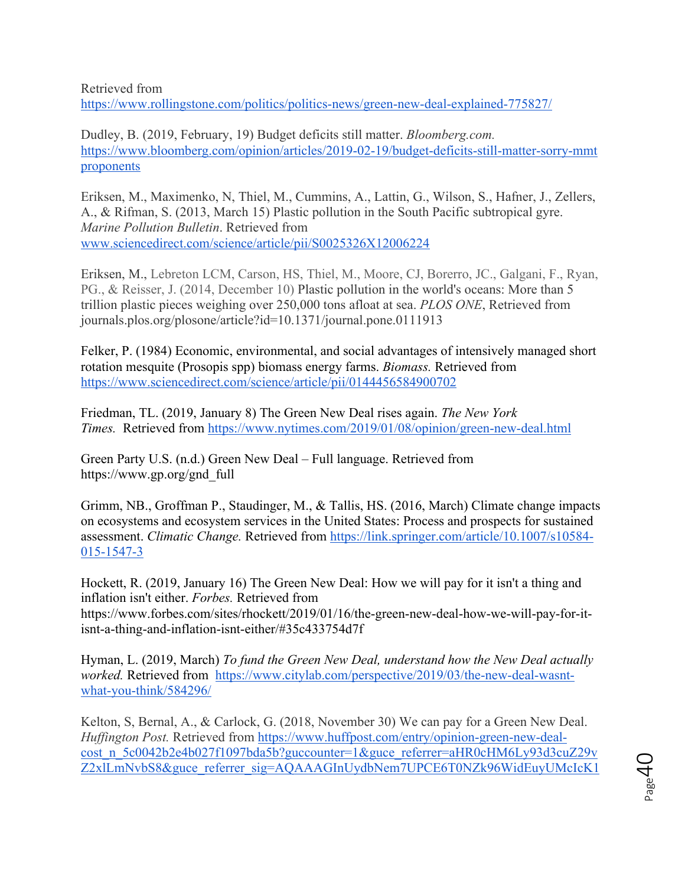Retrieved from https://www.rollingstone.com/politics/politics-news/green-new-deal-explained-775827/

Dudley, B. (2019, February, 19) Budget deficits still matter. *Bloomberg.com.* https://www.bloomberg.com/opinion/articles/2019-02-19/budget-deficits-still-matter-sorry-mmt proponents

Eriksen, M., Maximenko, N, Thiel, M., Cummins, A., Lattin, G., Wilson, S., Hafner, J., Zellers, A., & Rifman, S. (2013, March 15) Plastic pollution in the South Pacific subtropical gyre. *Marine Pollution Bulletin*. Retrieved from www.sciencedirect.com/science/article/pii/S0025326X12006224

Eriksen, M., Lebreton LCM, Carson, HS, Thiel, M., Moore, CJ, Borerro, JC., Galgani, F., Ryan, PG., & Reisser, J. (2014, December 10) Plastic pollution in the world's oceans: More than 5 trillion plastic pieces weighing over 250,000 tons afloat at sea. *PLOS ONE*, Retrieved from journals.plos.org/plosone/article?id=10.1371/journal.pone.0111913

Felker, P. (1984) Economic, environmental, and social advantages of intensively managed short rotation mesquite (Prosopis spp) biomass energy farms. *Biomass.* Retrieved from https://www.sciencedirect.com/science/article/pii/0144456584900702

Friedman, TL. (2019, January 8) The Green New Deal rises again. *The New York Times.* Retrieved from https://www.nytimes.com/2019/01/08/opinion/green-new-deal.html

Green Party U.S. (n.d.) Green New Deal – Full language. Retrieved from https://www.gp.org/gnd_full

Grimm, NB., Groffman P., Staudinger, M., & Tallis, HS. (2016, March) Climate change impacts on ecosystems and ecosystem services in the United States: Process and prospects for sustained assessment. *Climatic Change.* Retrieved from https://link.springer.com/article/10.1007/s10584-015-1547-3

Hockett, R. (2019, January 16) The Green New Deal: How we will pay for it isn't a thing and inflation isn't either. *Forbes.* Retrieved from https://www.forbes.com/sites/rhockett/2019/01/16/the-green-new-deal-how-we-will-pay-for-it-isnt-a-thing-and-inflation-isnt-either/#35c433754d7f

Hyman, L. (2019, March) *To fund the Green New Deal, understand how the New Deal actually worked.* Retrieved from https://www.citylab.com/perspective/2019/03/the-new-deal-wasnt-what-you-think/584296/

Kelton, S, Bernal, A., & Carlock, G. (2018, November 30) We can pay for a Green New Deal. *Huffington Post.* Retrieved from https://www.huffpost.com/entry/opinion-green-new-deal-cost_n_5c0042b2e4b027f1097bda5b?guccounter=1&guce_referrer=aHR0cHM6Ly93d3cuZ29vZ2xlLmNvbS8&guce_referrer_sig=AQAAAGInUydbNem7UPCE6T0NZk96WidEuyUMcIcK1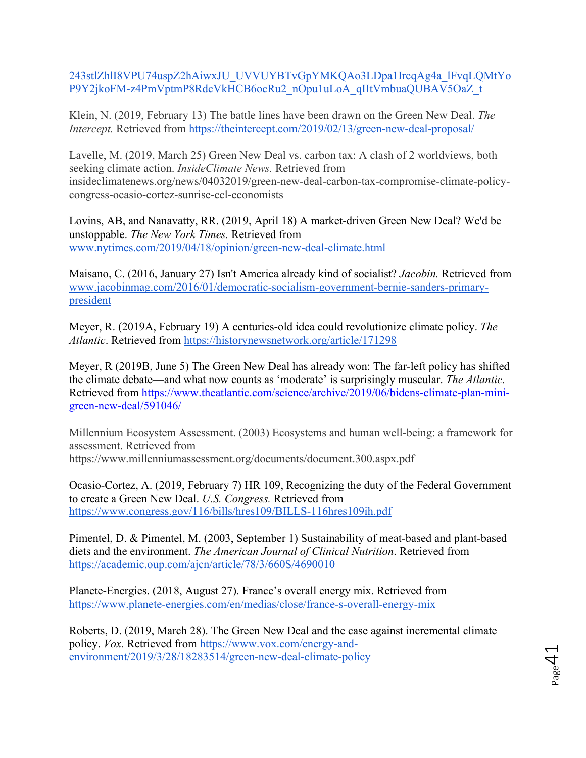243stlZhlI8VPU74uspZ2hAiwxJU_UVVUYBTvGpYMKQAo3LDpa1IrcqAg4a_lFvqLQMtYoP9Y2jkoFM-z4PmVptmP8RdcVkHCB6ocRu2_nOpu1uLoA_qIItVmbuaQUBAV5OaZ_t

Klein, N. (2019, February 13) The battle lines have been drawn on the Green New Deal. *The Intercept.* Retrieved from https://theintercept.com/2019/02/13/green-new-deal-proposal/

Lavelle, M. (2019, March 25) Green New Deal vs. carbon tax: A clash of 2 worldviews, both seeking climate action. *InsideClimate News.* Retrieved from insideclimatenews.org/news/04032019/green-new-deal-carbon-tax-compromise-climate-policy-congress-ocasio-cortez-sunrise-ccl-economists

Lovins, AB, and Nanavatty, RR. (2019, April 18) A market-driven Green New Deal? We'd be unstoppable. *The New York Times.* Retrieved from www.nytimes.com/2019/04/18/opinion/green-new-deal-climate.html

Maisano, C. (2016, January 27) Isn't America already kind of socialist? *Jacobin.* Retrieved from www.jacobinmag.com/2016/01/democratic-socialism-government-bernie-sanders-primary-president

Meyer, R. (2019A, February 19) A centuries-old idea could revolutionize climate policy. *The Atlantic*. Retrieved from https://historynewsnetwork.org/article/171298

Meyer, R (2019B, June 5) The Green New Deal has already won: The far-left policy has shifted the climate debate—and what now counts as 'moderate' is surprisingly muscular. *The Atlantic.* Retrieved from https://www.theatlantic.com/science/archive/2019/06/bidens-climate-plan-mini-green-new-deal/591046/

Millennium Ecosystem Assessment. (2003) Ecosystems and human well-being: a framework for assessment. Retrieved from https://www.millenniumassessment.org/documents/document.300.aspx.pdf

Ocasio-Cortez, A. (2019, February 7) HR 109, Recognizing the duty of the Federal Government to create a Green New Deal. *U.S. Congress.* Retrieved from https://www.congress.gov/116/bills/hres109/BILLS-116hres109ih.pdf

Pimentel, D. & Pimentel, M. (2003, September 1) Sustainability of meat-based and plant-based diets and the environment. *The American Journal of Clinical Nutrition*. Retrieved from https://academic.oup.com/ajcn/article/78/3/660S/4690010

Planete-Energies. (2018, August 27). France's overall energy mix. Retrieved from https://www.planete-energies.com/en/medias/close/france-s-overall-energy-mix

Roberts, D. (2019, March 28). The Green New Deal and the case against incremental climate policy. *Vox.* Retrieved from https://www.vox.com/energy-and-environment/2019/3/28/18283514/green-new-deal-climate-policy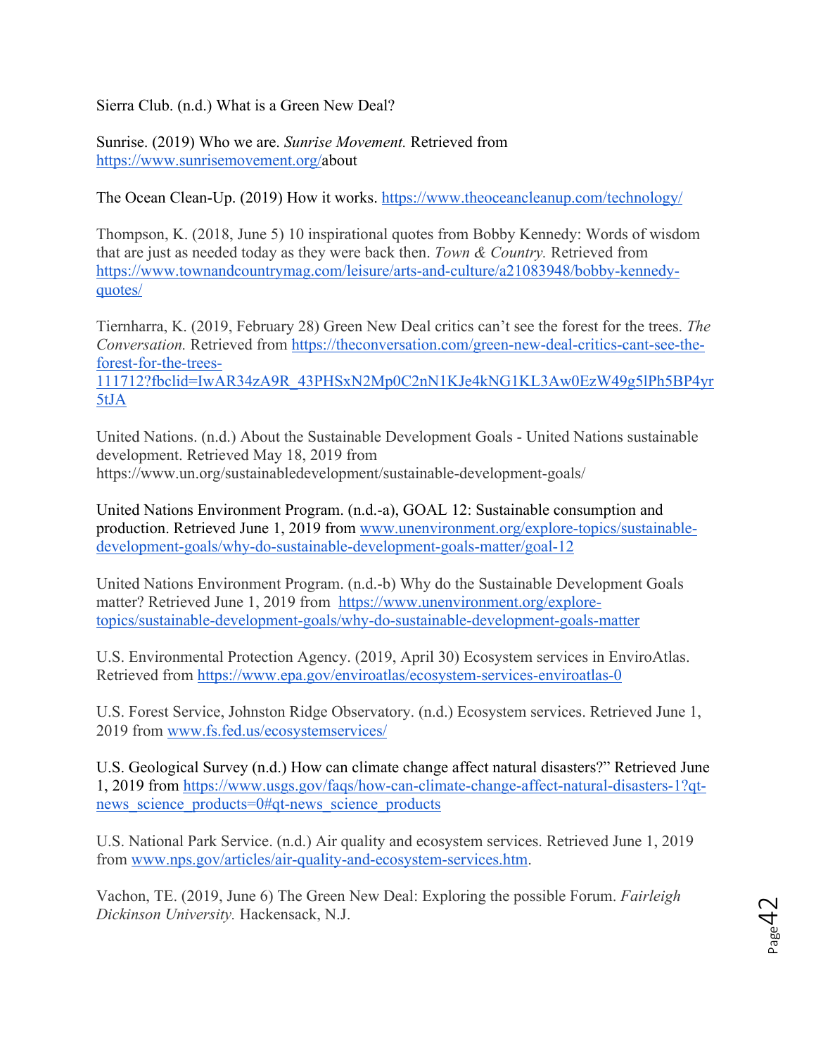Sierra Club. (n.d.) What is a Green New Deal?

Sunrise. (2019) Who we are. *Sunrise Movement.* Retrieved from https://www.sunrisemovement.org/about

The Ocean Clean-Up. (2019) How it works. https://www.theoceancleanup.com/technology/

Thompson, K. (2018, June 5) 10 inspirational quotes from Bobby Kennedy: Words of wisdom that are just as needed today as they were back then. *Town & Country.* Retrieved from https://www.townandcountrymag.com/leisure/arts-and-culture/a21083948/bobby-kennedy-quotes/

Tiernharra, K. (2019, February 28) Green New Deal critics can't see the forest for the trees. *The Conversation.* Retrieved from https://theconversation.com/green-new-deal-critics-cant-see-the-forest-for-the-trees-111712?fbclid=IwAR34zA9R_43PHSxN2Mp0C2nN1KJe4kNG1KL3Aw0EzW49g5lPh5BP4yr5tJA

United Nations. (n.d.) About the Sustainable Development Goals - United Nations sustainable development. Retrieved May 18, 2019 from https://www.un.org/sustainabledevelopment/sustainable-development-goals/

United Nations Environment Program. (n.d.-a), GOAL 12: Sustainable consumption and production. Retrieved June 1, 2019 from www.unenvironment.org/explore-topics/sustainable-development-goals/why-do-sustainable-development-goals-matter/goal-12

United Nations Environment Program. (n.d.-b) Why do the Sustainable Development Goals matter? Retrieved June 1, 2019 from https://www.unenvironment.org/explore-topics/sustainable-development-goals/why-do-sustainable-development-goals-matter

U.S. Environmental Protection Agency. (2019, April 30) Ecosystem services in EnviroAtlas. Retrieved from https://www.epa.gov/enviroatlas/ecosystem-services-enviroatlas-0

U.S. Forest Service, Johnston Ridge Observatory. (n.d.) Ecosystem services. Retrieved June 1, 2019 from www.fs.fed.us/ecosystemservices/

U.S. Geological Survey (n.d.) How can climate change affect natural disasters?" Retrieved June 1, 2019 from https://www.usgs.gov/faqs/how-can-climate-change-affect-natural-disasters-1?qt-news_science_products=0#qt-news_science_products

U.S. National Park Service. (n.d.) Air quality and ecosystem services. Retrieved June 1, 2019 from www.nps.gov/articles/air-quality-and-ecosystem-services.htm.

Vachon, TE. (2019, June 6) The Green New Deal: Exploring the possible Forum. *Fairleigh Dickinson University.* Hackensack, N.J.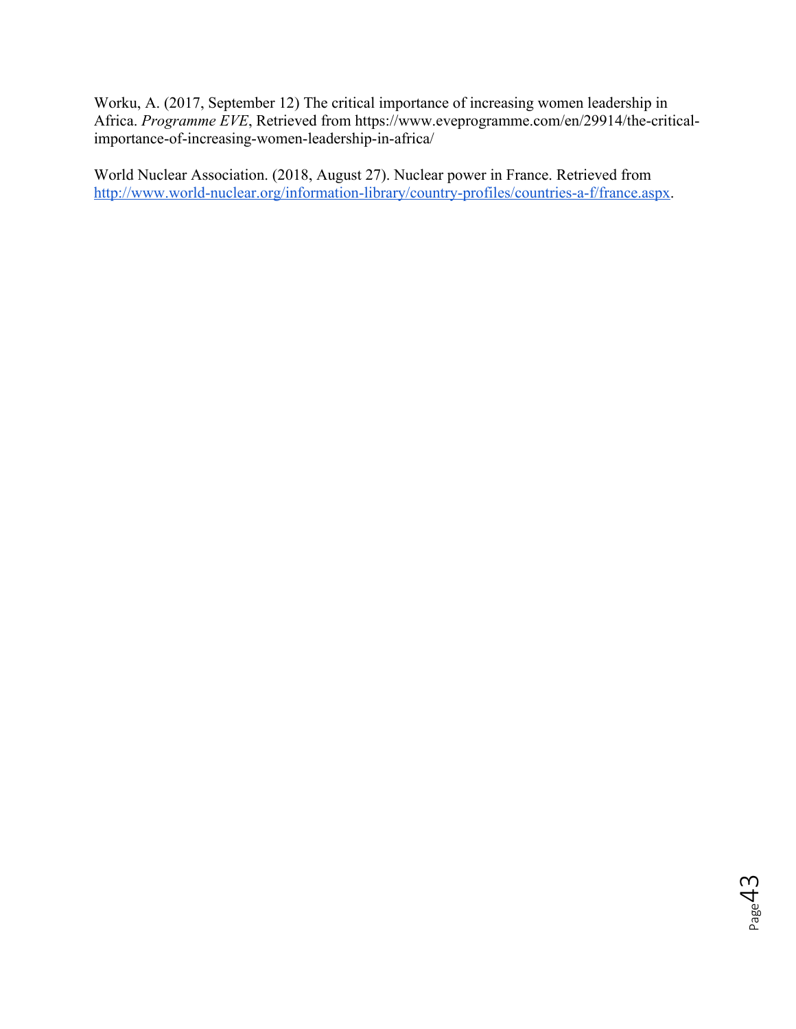Worku, A. (2017, September 12) The critical importance of increasing women leadership in Africa. *Programme EVE*, Retrieved from https://www.eveprogramme.com/en/29914/the-critical-importance-of-increasing-women-leadership-in-africa/

World Nuclear Association. (2018, August 27). Nuclear power in France. Retrieved from http://www.world-nuclear.org/information-library/country-profiles/countries-a-f/france.aspx.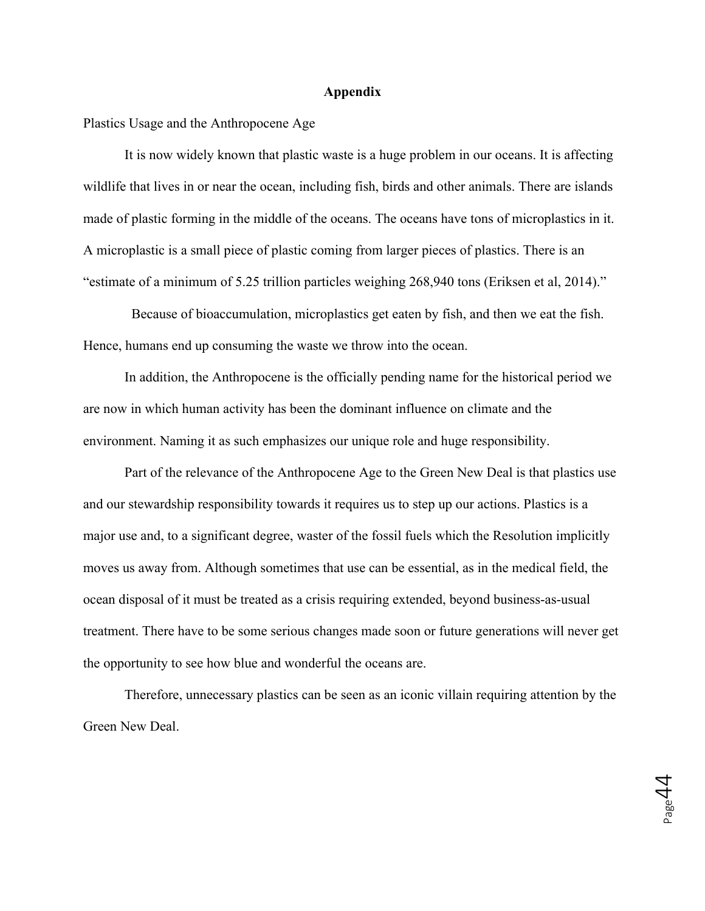# Appendix

Plastics Usage and the Anthropocene Age

It is now widely known that plastic waste is a huge problem in our oceans. It is affecting wildlife that lives in or near the ocean, including fish, birds and other animals. There are islands made of plastic forming in the middle of the oceans. The oceans have tons of microplastics in it. A microplastic is a small piece of plastic coming from larger pieces of plastics. There is an "estimate of a minimum of 5.25 trillion particles weighing 268,940 tons (Eriksen et al, 2014)."

Because of bioaccumulation, microplastics get eaten by fish, and then we eat the fish. Hence, humans end up consuming the waste we throw into the ocean.

In addition, the Anthropocene is the officially pending name for the historical period we are now in which human activity has been the dominant influence on climate and the environment. Naming it as such emphasizes our unique role and huge responsibility.

Part of the relevance of the Anthropocene Age to the Green New Deal is that plastics use and our stewardship responsibility towards it requires us to step up our actions. Plastics is a major use and, to a significant degree, waster of the fossil fuels which the Resolution implicitly moves us away from. Although sometimes that use can be essential, as in the medical field, the ocean disposal of it must be treated as a crisis requiring extended, beyond business-as-usual treatment. There have to be some serious changes made soon or future generations will never get the opportunity to see how blue and wonderful the oceans are.

Therefore, unnecessary plastics can be seen as an iconic villain requiring attention by the Green New Deal.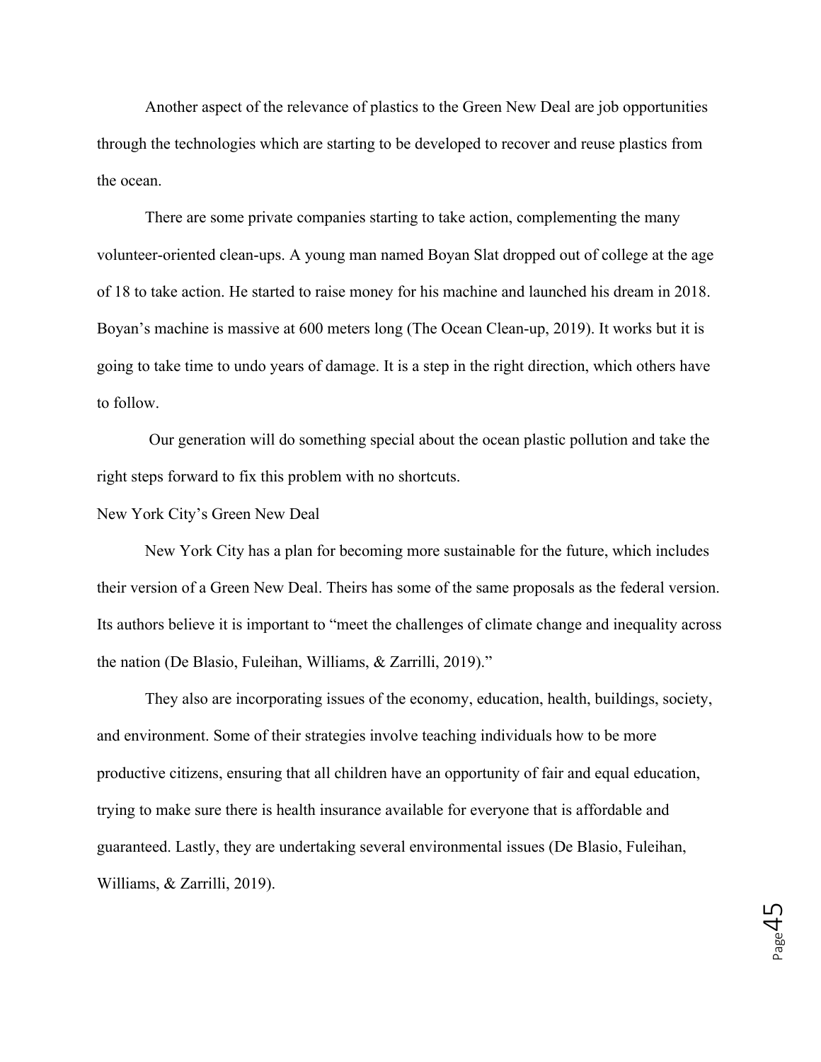Another aspect of the relevance of plastics to the Green New Deal are job opportunities through the technologies which are starting to be developed to recover and reuse plastics from the ocean.

There are some private companies starting to take action, complementing the many volunteer-oriented clean-ups. A young man named Boyan Slat dropped out of college at the age of 18 to take action. He started to raise money for his machine and launched his dream in 2018. Boyan's machine is massive at 600 meters long (The Ocean Clean-up, 2019). It works but it is going to take time to undo years of damage. It is a step in the right direction, which others have to follow.

Our generation will do something special about the ocean plastic pollution and take the right steps forward to fix this problem with no shortcuts.

## New York City's Green New Deal

New York City has a plan for becoming more sustainable for the future, which includes their version of a Green New Deal. Theirs has some of the same proposals as the federal version. Its authors believe it is important to "meet the challenges of climate change and inequality across the nation (De Blasio, Fuleihan, Williams, & Zarrilli, 2019)."

They also are incorporating issues of the economy, education, health, buildings, society, and environment. Some of their strategies involve teaching individuals how to be more productive citizens, ensuring that all children have an opportunity of fair and equal education, trying to make sure there is health insurance available for everyone that is affordable and guaranteed. Lastly, they are undertaking several environmental issues (De Blasio, Fuleihan, Williams, & Zarrilli, 2019).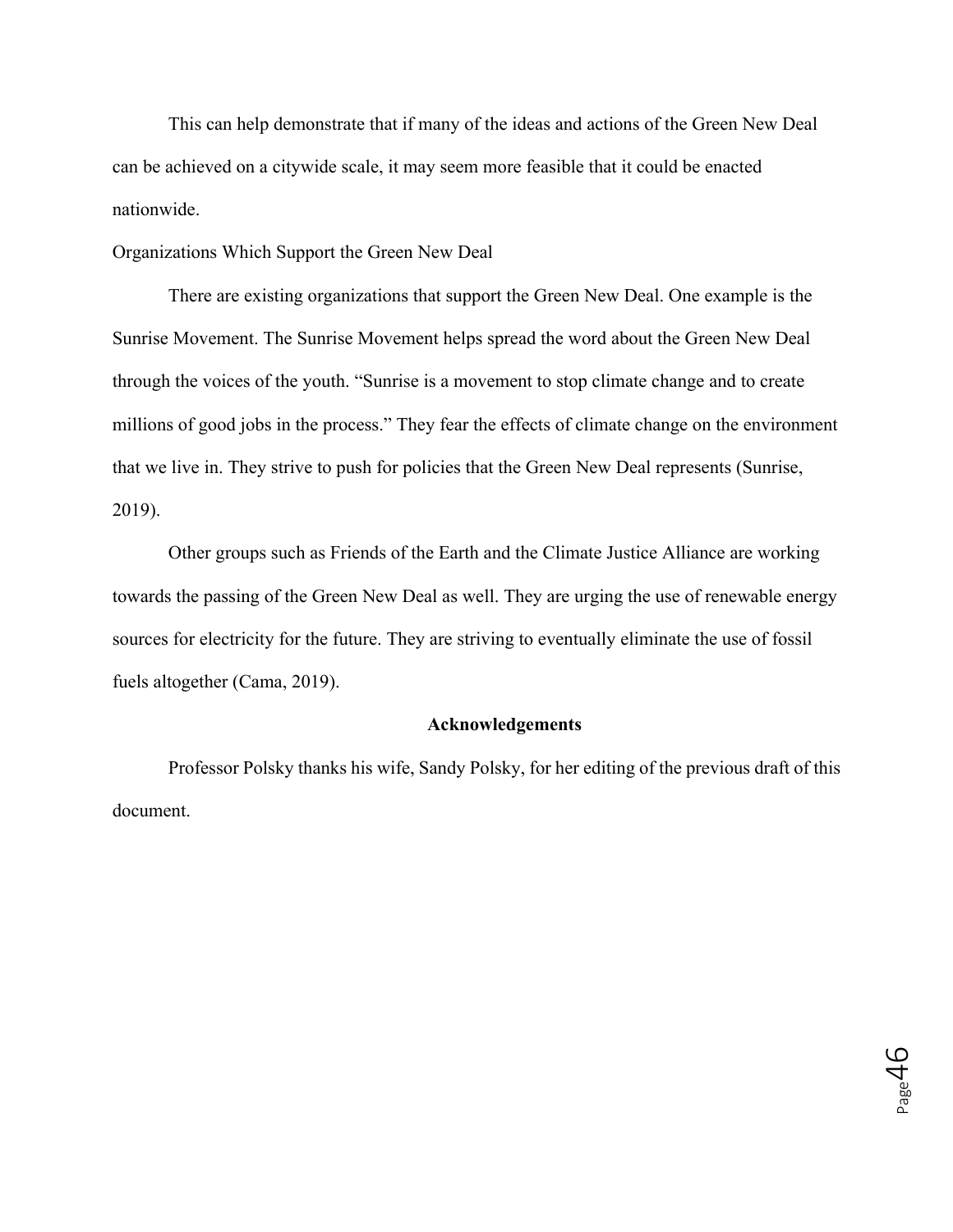This can help demonstrate that if many of the ideas and actions of the Green New Deal can be achieved on a citywide scale, it may seem more feasible that it could be enacted nationwide.

Organizations Which Support the Green New Deal

There are existing organizations that support the Green New Deal. One example is the Sunrise Movement. The Sunrise Movement helps spread the word about the Green New Deal through the voices of the youth. "Sunrise is a movement to stop climate change and to create millions of good jobs in the process." They fear the effects of climate change on the environment that we live in. They strive to push for policies that the Green New Deal represents (Sunrise, 2019).

Other groups such as Friends of the Earth and the Climate Justice Alliance are working towards the passing of the Green New Deal as well. They are urging the use of renewable energy sources for electricity for the future. They are striving to eventually eliminate the use of fossil fuels altogether (Cama, 2019).

## Acknowledgements

Professor Polsky thanks his wife, Sandy Polsky, for her editing of the previous draft of this document.